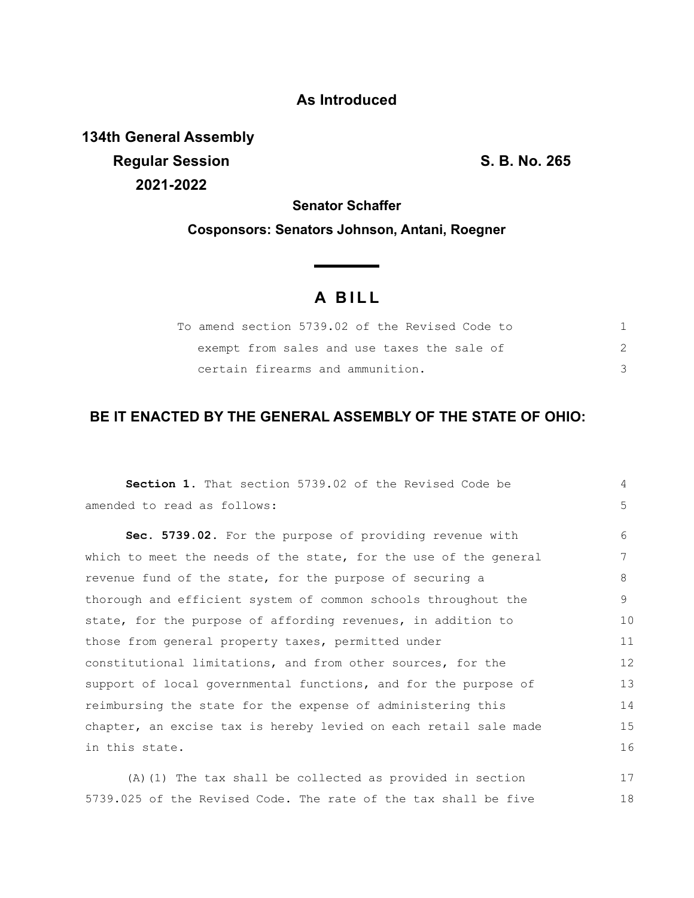**As Introduced**

**134th General Assembly**
**Regular Session**
**2021-2022**

**S. B. No. 265**

**Senator Schaffer**

**Cosponsors: Senators Johnson, Antani, Roegner**

# A BILL

To amend section 5739.02 of the Revised Code to exempt from sales and use taxes the sale of certain firearms and ammunition.

**BE IT ENACTED BY THE GENERAL ASSEMBLY OF THE STATE OF OHIO:**

**Section 1.** That section 5739.02 of the Revised Code be amended to read as follows:

**Sec. 5739.02.** For the purpose of providing revenue with which to meet the needs of the state, for the use of the general revenue fund of the state, for the purpose of securing a thorough and efficient system of common schools throughout the state, for the purpose of affording revenues, in addition to those from general property taxes, permitted under constitutional limitations, and from other sources, for the support of local governmental functions, and for the purpose of reimbursing the state for the expense of administering this chapter, an excise tax is hereby levied on each retail sale made in this state.

(A)(1) The tax shall be collected as provided in section 5739.025 of the Revised Code. The rate of the tax shall be five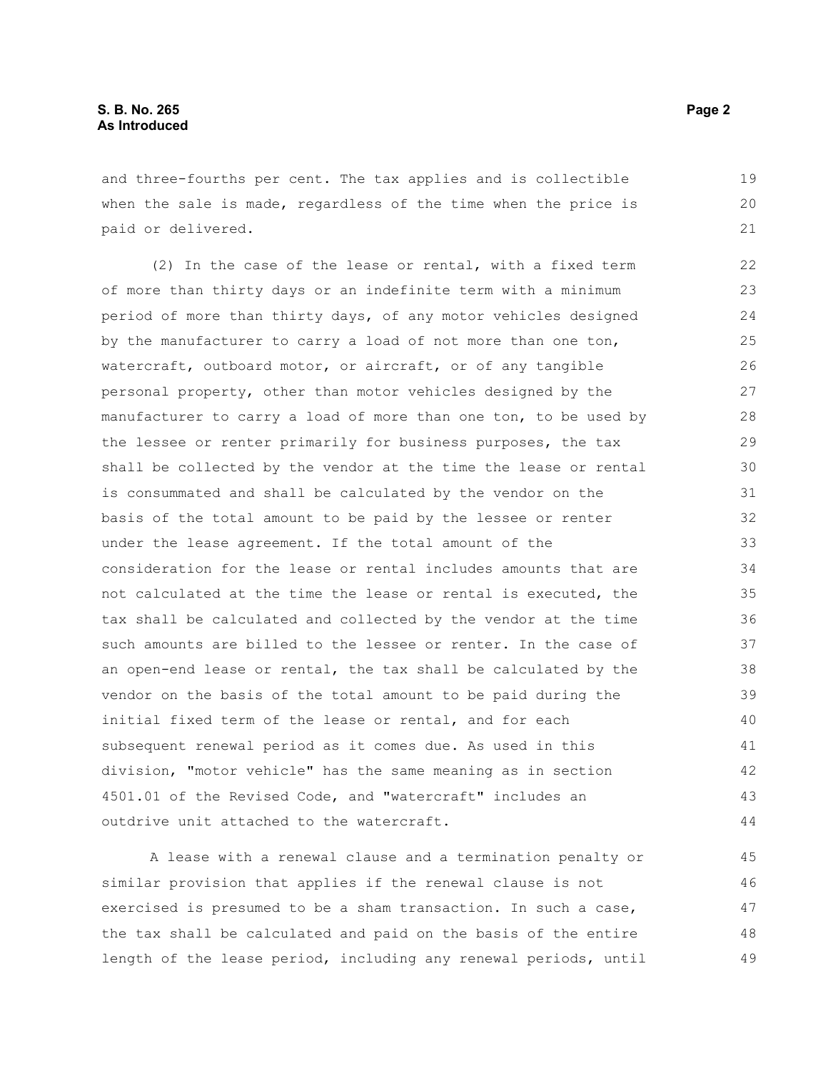and three-fourths per cent. The tax applies and is collectible when the sale is made, regardless of the time when the price is paid or delivered.

(2) In the case of the lease or rental, with a fixed term of more than thirty days or an indefinite term with a minimum period of more than thirty days, of any motor vehicles designed by the manufacturer to carry a load of not more than one ton, watercraft, outboard motor, or aircraft, or of any tangible personal property, other than motor vehicles designed by the manufacturer to carry a load of more than one ton, to be used by the lessee or renter primarily for business purposes, the tax shall be collected by the vendor at the time the lease or rental is consummated and shall be calculated by the vendor on the basis of the total amount to be paid by the lessee or renter under the lease agreement. If the total amount of the consideration for the lease or rental includes amounts that are not calculated at the time the lease or rental is executed, the tax shall be calculated and collected by the vendor at the time such amounts are billed to the lessee or renter. In the case of an open-end lease or rental, the tax shall be calculated by the vendor on the basis of the total amount to be paid during the initial fixed term of the lease or rental, and for each subsequent renewal period as it comes due. As used in this division, "motor vehicle" has the same meaning as in section 4501.01 of the Revised Code, and "watercraft" includes an outdrive unit attached to the watercraft.

A lease with a renewal clause and a termination penalty or similar provision that applies if the renewal clause is not exercised is presumed to be a sham transaction. In such a case, the tax shall be calculated and paid on the basis of the entire length of the lease period, including any renewal periods, until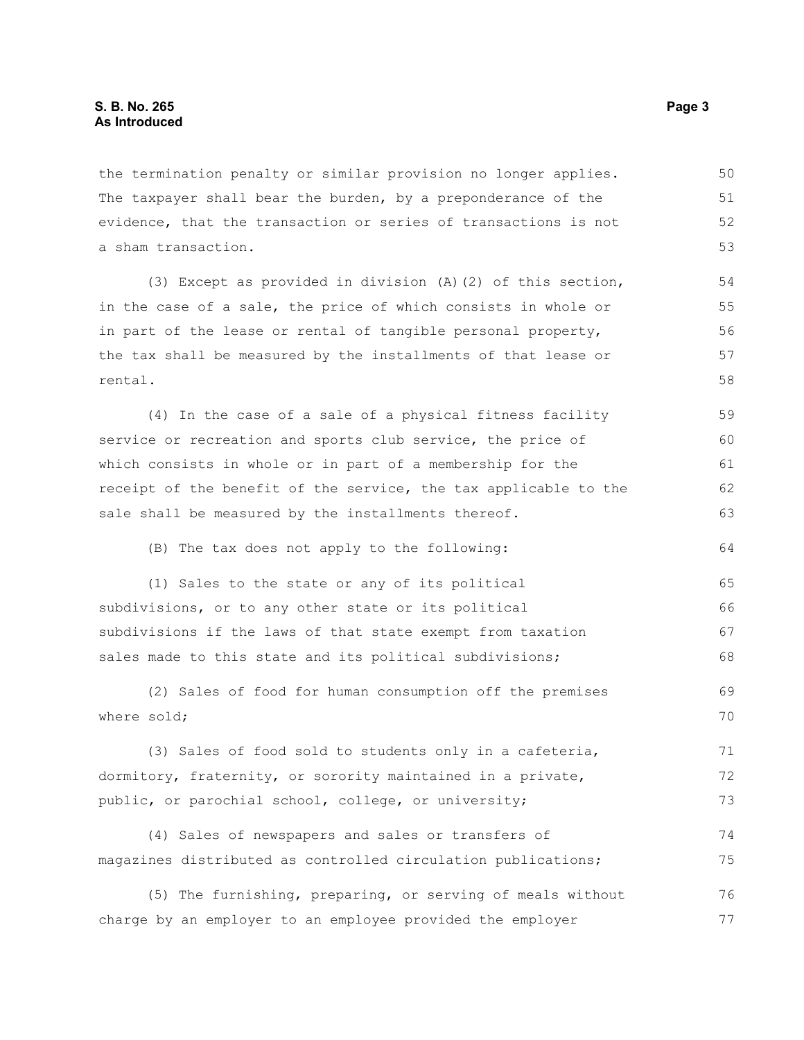the termination penalty or similar provision no longer applies. The taxpayer shall bear the burden, by a preponderance of the evidence, that the transaction or series of transactions is not a sham transaction.

(3) Except as provided in division (A)(2) of this section, in the case of a sale, the price of which consists in whole or in part of the lease or rental of tangible personal property, the tax shall be measured by the installments of that lease or rental.

(4) In the case of a sale of a physical fitness facility service or recreation and sports club service, the price of which consists in whole or in part of a membership for the receipt of the benefit of the service, the tax applicable to the sale shall be measured by the installments thereof.

(B) The tax does not apply to the following:

(1) Sales to the state or any of its political subdivisions, or to any other state or its political subdivisions if the laws of that state exempt from taxation sales made to this state and its political subdivisions;

(2) Sales of food for human consumption off the premises where sold;

(3) Sales of food sold to students only in a cafeteria, dormitory, fraternity, or sorority maintained in a private, public, or parochial school, college, or university;

(4) Sales of newspapers and sales or transfers of magazines distributed as controlled circulation publications;

(5) The furnishing, preparing, or serving of meals without charge by an employer to an employee provided the employer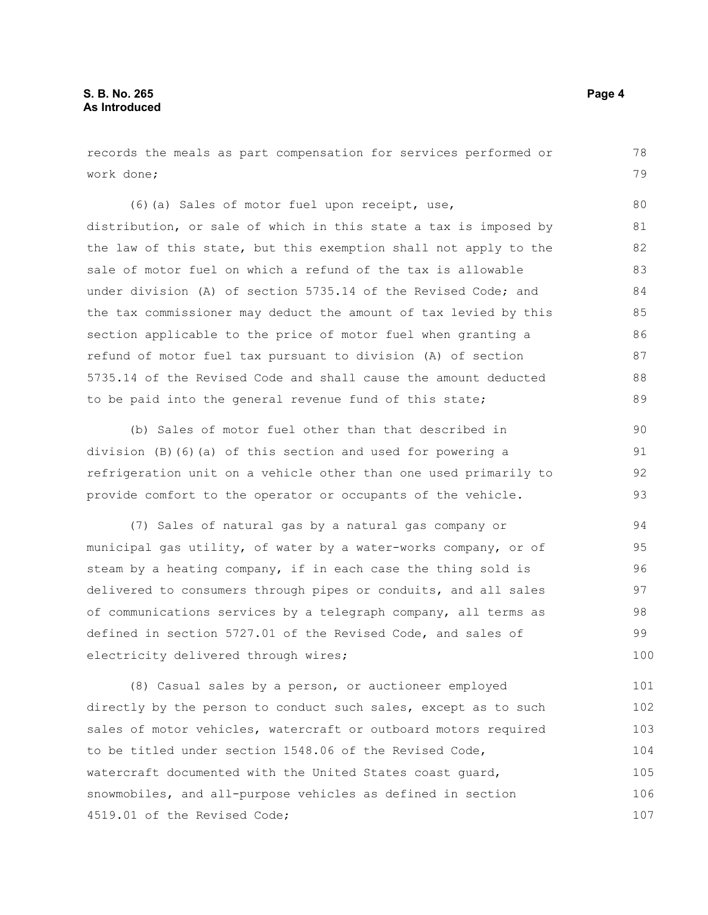records the meals as part compensation for services performed or work done;

(6)(a) Sales of motor fuel upon receipt, use, distribution, or sale of which in this state a tax is imposed by the law of this state, but this exemption shall not apply to the sale of motor fuel on which a refund of the tax is allowable under division (A) of section 5735.14 of the Revised Code; and the tax commissioner may deduct the amount of tax levied by this section applicable to the price of motor fuel when granting a refund of motor fuel tax pursuant to division (A) of section 5735.14 of the Revised Code and shall cause the amount deducted to be paid into the general revenue fund of this state;

(b) Sales of motor fuel other than that described in division (B)(6)(a) of this section and used for powering a refrigeration unit on a vehicle other than one used primarily to provide comfort to the operator or occupants of the vehicle.

(7) Sales of natural gas by a natural gas company or municipal gas utility, of water by a water-works company, or of steam by a heating company, if in each case the thing sold is delivered to consumers through pipes or conduits, and all sales of communications services by a telegraph company, all terms as defined in section 5727.01 of the Revised Code, and sales of electricity delivered through wires;

(8) Casual sales by a person, or auctioneer employed directly by the person to conduct such sales, except as to such sales of motor vehicles, watercraft or outboard motors required to be titled under section 1548.06 of the Revised Code, watercraft documented with the United States coast guard, snowmobiles, and all-purpose vehicles as defined in section 4519.01 of the Revised Code;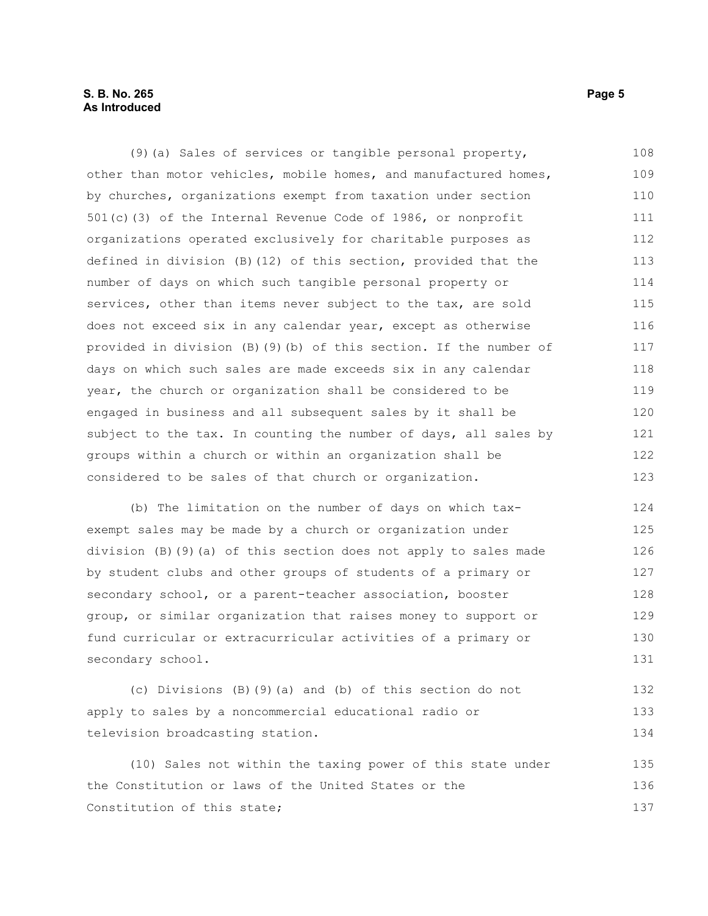(9)(a) Sales of services or tangible personal property, other than motor vehicles, mobile homes, and manufactured homes, by churches, organizations exempt from taxation under section 501(c)(3) of the Internal Revenue Code of 1986, or nonprofit organizations operated exclusively for charitable purposes as defined in division (B)(12) of this section, provided that the number of days on which such tangible personal property or services, other than items never subject to the tax, are sold does not exceed six in any calendar year, except as otherwise provided in division (B)(9)(b) of this section. If the number of days on which such sales are made exceeds six in any calendar year, the church or organization shall be considered to be engaged in business and all subsequent sales by it shall be subject to the tax. In counting the number of days, all sales by groups within a church or within an organization shall be considered to be sales of that church or organization.

(b) The limitation on the number of days on which tax-exempt sales may be made by a church or organization under division (B)(9)(a) of this section does not apply to sales made by student clubs and other groups of students of a primary or secondary school, or a parent-teacher association, booster group, or similar organization that raises money to support or fund curricular or extracurricular activities of a primary or secondary school.

(c) Divisions (B)(9)(a) and (b) of this section do not apply to sales by a noncommercial educational radio or television broadcasting station.

(10) Sales not within the taxing power of this state under the Constitution or laws of the United States or the Constitution of this state;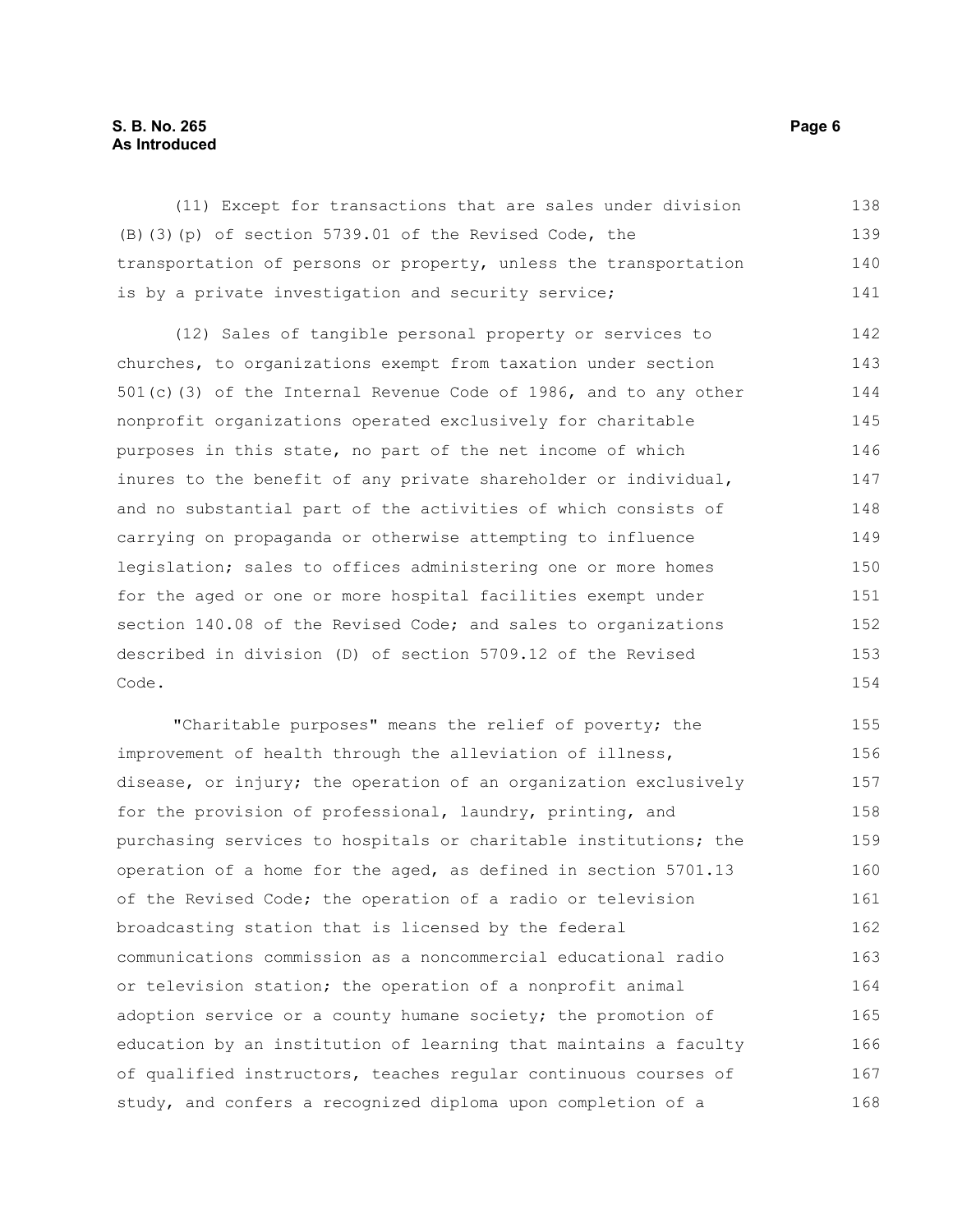(11) Except for transactions that are sales under division (B)(3)(p) of section 5739.01 of the Revised Code, the transportation of persons or property, unless the transportation is by a private investigation and security service;

(12) Sales of tangible personal property or services to churches, to organizations exempt from taxation under section 501(c)(3) of the Internal Revenue Code of 1986, and to any other nonprofit organizations operated exclusively for charitable purposes in this state, no part of the net income of which inures to the benefit of any private shareholder or individual, and no substantial part of the activities of which consists of carrying on propaganda or otherwise attempting to influence legislation; sales to offices administering one or more homes for the aged or one or more hospital facilities exempt under section 140.08 of the Revised Code; and sales to organizations described in division (D) of section 5709.12 of the Revised Code.

"Charitable purposes" means the relief of poverty; the improvement of health through the alleviation of illness, disease, or injury; the operation of an organization exclusively for the provision of professional, laundry, printing, and purchasing services to hospitals or charitable institutions; the operation of a home for the aged, as defined in section 5701.13 of the Revised Code; the operation of a radio or television broadcasting station that is licensed by the federal communications commission as a noncommercial educational radio or television station; the operation of a nonprofit animal adoption service or a county humane society; the promotion of education by an institution of learning that maintains a faculty of qualified instructors, teaches regular continuous courses of study, and confers a recognized diploma upon completion of a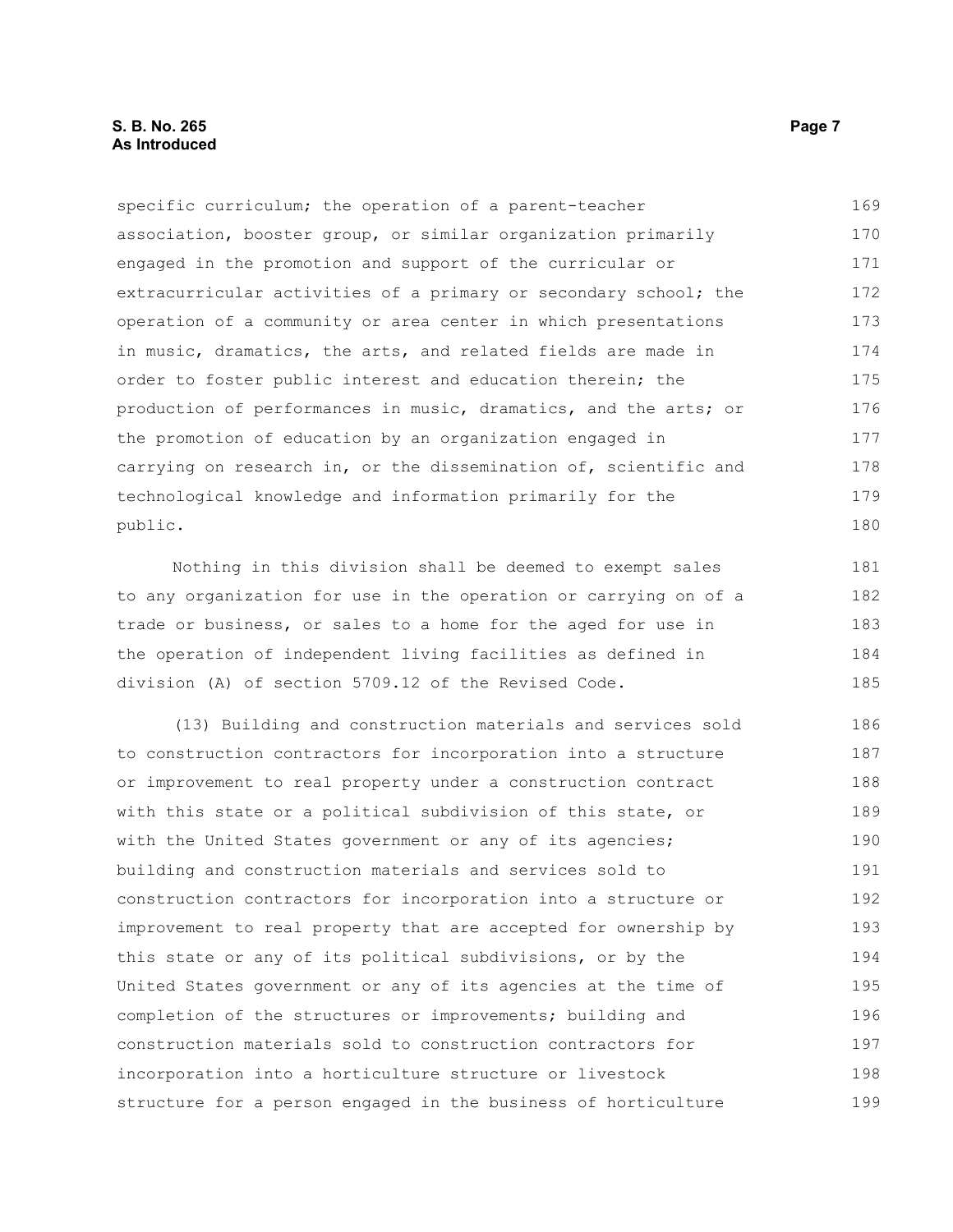specific curriculum; the operation of a parent-teacher association, booster group, or similar organization primarily engaged in the promotion and support of the curricular or extracurricular activities of a primary or secondary school; the operation of a community or area center in which presentations in music, dramatics, the arts, and related fields are made in order to foster public interest and education therein; the production of performances in music, dramatics, and the arts; or the promotion of education by an organization engaged in carrying on research in, or the dissemination of, scientific and technological knowledge and information primarily for the public.

Nothing in this division shall be deemed to exempt sales to any organization for use in the operation or carrying on of a trade or business, or sales to a home for the aged for use in the operation of independent living facilities as defined in division (A) of section 5709.12 of the Revised Code.

(13) Building and construction materials and services sold to construction contractors for incorporation into a structure or improvement to real property under a construction contract with this state or a political subdivision of this state, or with the United States government or any of its agencies; building and construction materials and services sold to construction contractors for incorporation into a structure or improvement to real property that are accepted for ownership by this state or any of its political subdivisions, or by the United States government or any of its agencies at the time of completion of the structures or improvements; building and construction materials sold to construction contractors for incorporation into a horticulture structure or livestock structure for a person engaged in the business of horticulture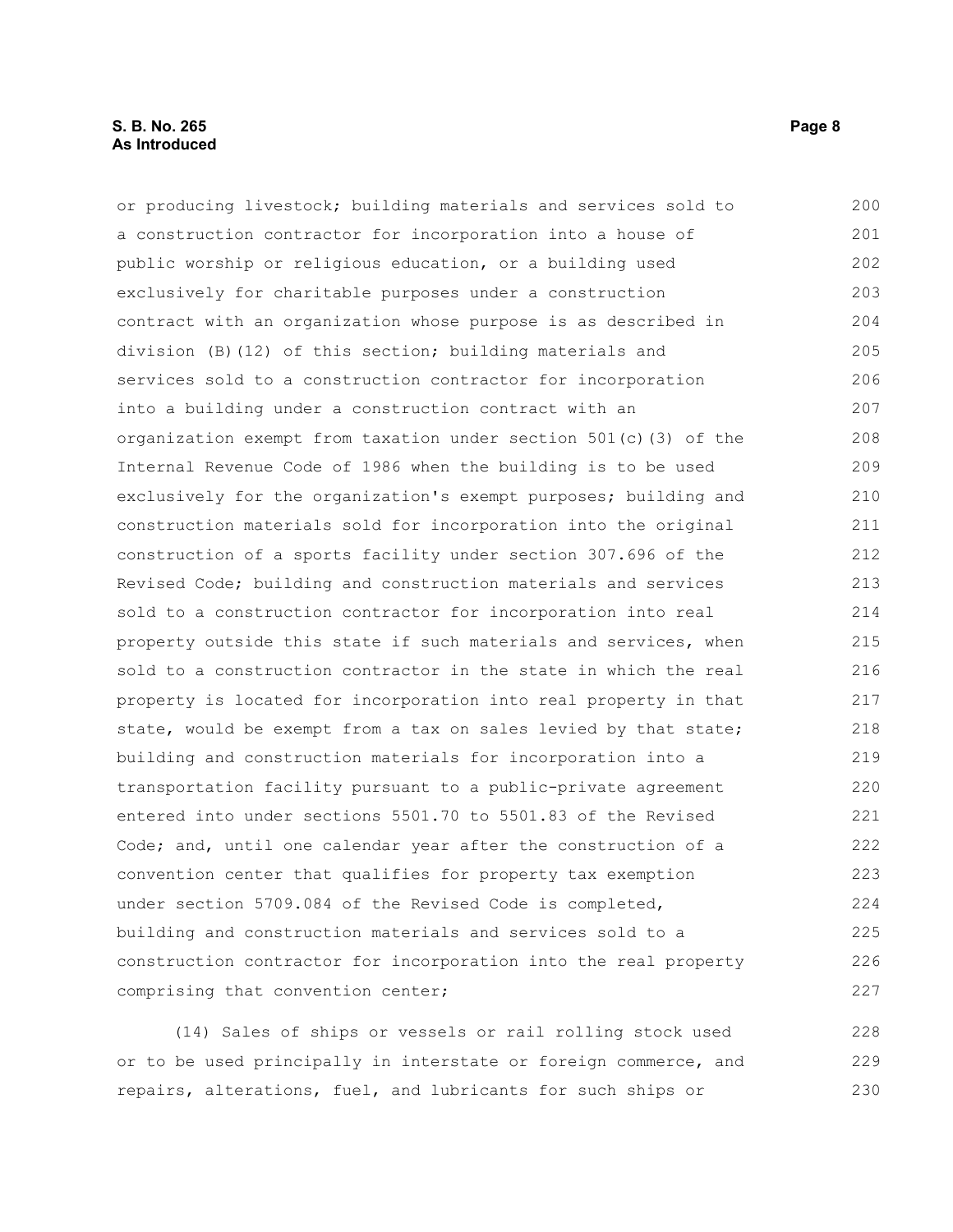or producing livestock; building materials and services sold to a construction contractor for incorporation into a house of public worship or religious education, or a building used exclusively for charitable purposes under a construction contract with an organization whose purpose is as described in division (B)(12) of this section; building materials and services sold to a construction contractor for incorporation into a building under a construction contract with an organization exempt from taxation under section 501(c)(3) of the Internal Revenue Code of 1986 when the building is to be used exclusively for the organization's exempt purposes; building and construction materials sold for incorporation into the original construction of a sports facility under section 307.696 of the Revised Code; building and construction materials and services sold to a construction contractor for incorporation into real property outside this state if such materials and services, when sold to a construction contractor in the state in which the real property is located for incorporation into real property in that state, would be exempt from a tax on sales levied by that state; building and construction materials for incorporation into a transportation facility pursuant to a public-private agreement entered into under sections 5501.70 to 5501.83 of the Revised Code; and, until one calendar year after the construction of a convention center that qualifies for property tax exemption under section 5709.084 of the Revised Code is completed, building and construction materials and services sold to a construction contractor for incorporation into the real property comprising that convention center;

(14) Sales of ships or vessels or rail rolling stock used or to be used principally in interstate or foreign commerce, and repairs, alterations, fuel, and lubricants for such ships or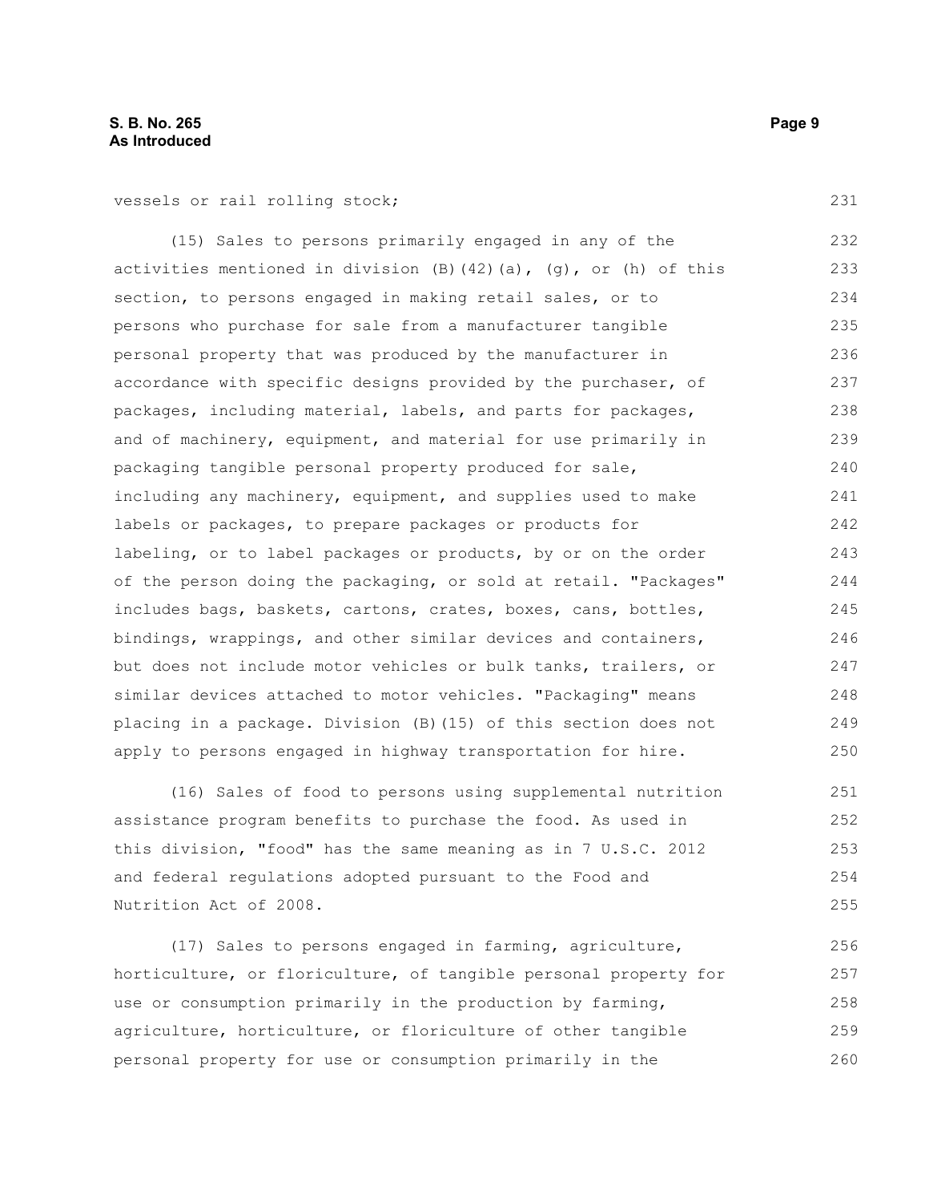vessels or rail rolling stock;

(15) Sales to persons primarily engaged in any of the activities mentioned in division (B)(42)(a), (g), or (h) of this section, to persons engaged in making retail sales, or to persons who purchase for sale from a manufacturer tangible personal property that was produced by the manufacturer in accordance with specific designs provided by the purchaser, of packages, including material, labels, and parts for packages, and of machinery, equipment, and material for use primarily in packaging tangible personal property produced for sale, including any machinery, equipment, and supplies used to make labels or packages, to prepare packages or products for labeling, or to label packages or products, by or on the order of the person doing the packaging, or sold at retail. "Packages" includes bags, baskets, cartons, crates, boxes, cans, bottles, bindings, wrappings, and other similar devices and containers, but does not include motor vehicles or bulk tanks, trailers, or similar devices attached to motor vehicles. "Packaging" means placing in a package. Division (B)(15) of this section does not apply to persons engaged in highway transportation for hire.

(16) Sales of food to persons using supplemental nutrition assistance program benefits to purchase the food. As used in this division, "food" has the same meaning as in 7 U.S.C. 2012 and federal regulations adopted pursuant to the Food and Nutrition Act of 2008.

(17) Sales to persons engaged in farming, agriculture, horticulture, or floriculture, of tangible personal property for use or consumption primarily in the production by farming, agriculture, horticulture, or floriculture of other tangible personal property for use or consumption primarily in the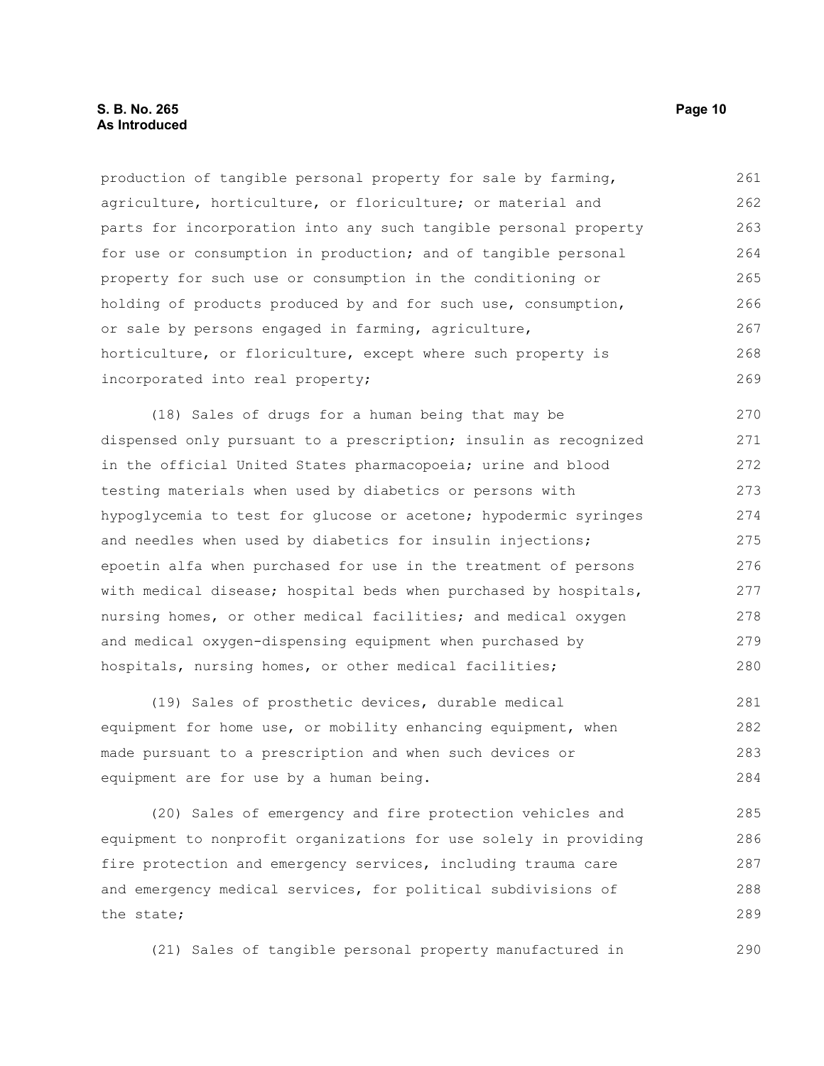production of tangible personal property for sale by farming, agriculture, horticulture, or floriculture; or material and parts for incorporation into any such tangible personal property for use or consumption in production; and of tangible personal property for such use or consumption in the conditioning or holding of products produced by and for such use, consumption, or sale by persons engaged in farming, agriculture, horticulture, or floriculture, except where such property is incorporated into real property;

(18) Sales of drugs for a human being that may be dispensed only pursuant to a prescription; insulin as recognized in the official United States pharmacopoeia; urine and blood testing materials when used by diabetics or persons with hypoglycemia to test for glucose or acetone; hypodermic syringes and needles when used by diabetics for insulin injections; epoetin alfa when purchased for use in the treatment of persons with medical disease; hospital beds when purchased by hospitals, nursing homes, or other medical facilities; and medical oxygen and medical oxygen-dispensing equipment when purchased by hospitals, nursing homes, or other medical facilities;

(19) Sales of prosthetic devices, durable medical equipment for home use, or mobility enhancing equipment, when made pursuant to a prescription and when such devices or equipment are for use by a human being.

(20) Sales of emergency and fire protection vehicles and equipment to nonprofit organizations for use solely in providing fire protection and emergency services, including trauma care and emergency medical services, for political subdivisions of the state;

(21) Sales of tangible personal property manufactured in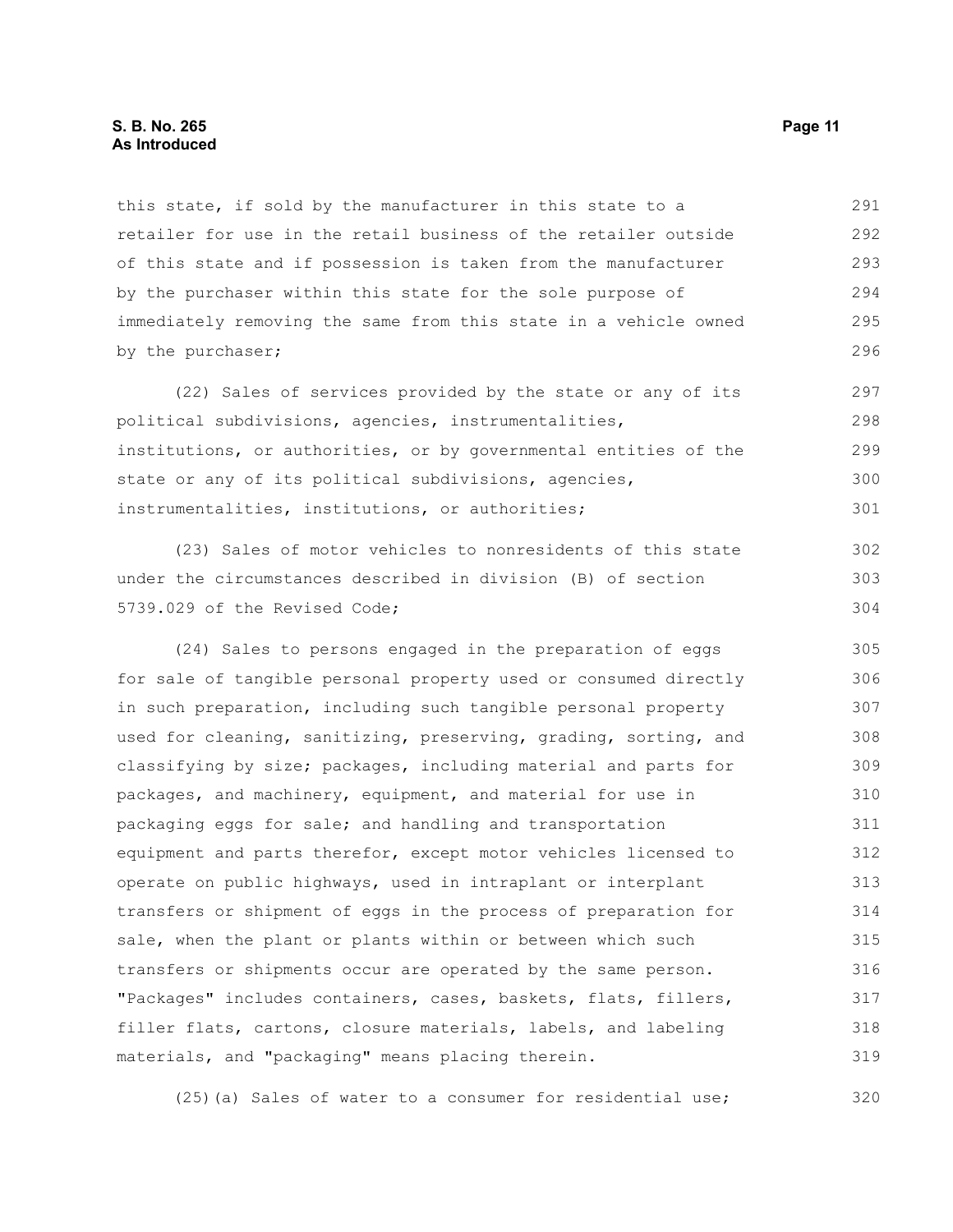this state, if sold by the manufacturer in this state to a retailer for use in the retail business of the retailer outside of this state and if possession is taken from the manufacturer by the purchaser within this state for the sole purpose of immediately removing the same from this state in a vehicle owned by the purchaser;

(22) Sales of services provided by the state or any of its political subdivisions, agencies, instrumentalities, institutions, or authorities, or by governmental entities of the state or any of its political subdivisions, agencies, instrumentalities, institutions, or authorities;

(23) Sales of motor vehicles to nonresidents of this state under the circumstances described in division (B) of section 5739.029 of the Revised Code;

(24) Sales to persons engaged in the preparation of eggs for sale of tangible personal property used or consumed directly in such preparation, including such tangible personal property used for cleaning, sanitizing, preserving, grading, sorting, and classifying by size; packages, including material and parts for packages, and machinery, equipment, and material for use in packaging eggs for sale; and handling and transportation equipment and parts therefor, except motor vehicles licensed to operate on public highways, used in intraplant or interplant transfers or shipment of eggs in the process of preparation for sale, when the plant or plants within or between which such transfers or shipments occur are operated by the same person. "Packages" includes containers, cases, baskets, flats, fillers, filler flats, cartons, closure materials, labels, and labeling materials, and "packaging" means placing therein.

(25)(a) Sales of water to a consumer for residential use;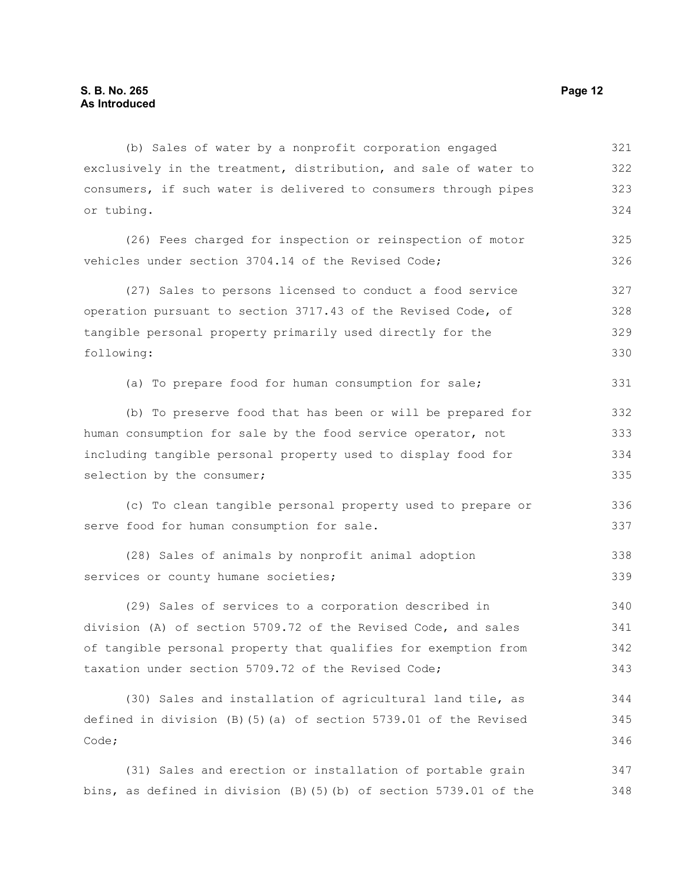(b) Sales of water by a nonprofit corporation engaged exclusively in the treatment, distribution, and sale of water to consumers, if such water is delivered to consumers through pipes or tubing.

(26) Fees charged for inspection or reinspection of motor vehicles under section 3704.14 of the Revised Code;

(27) Sales to persons licensed to conduct a food service operation pursuant to section 3717.43 of the Revised Code, of tangible personal property primarily used directly for the following:

(a) To prepare food for human consumption for sale;

(b) To preserve food that has been or will be prepared for human consumption for sale by the food service operator, not including tangible personal property used to display food for selection by the consumer;

(c) To clean tangible personal property used to prepare or serve food for human consumption for sale.

(28) Sales of animals by nonprofit animal adoption services or county humane societies;

(29) Sales of services to a corporation described in division (A) of section 5709.72 of the Revised Code, and sales of tangible personal property that qualifies for exemption from taxation under section 5709.72 of the Revised Code;

(30) Sales and installation of agricultural land tile, as defined in division (B)(5)(a) of section 5739.01 of the Revised Code;

(31) Sales and erection or installation of portable grain bins, as defined in division (B)(5)(b) of section 5739.01 of the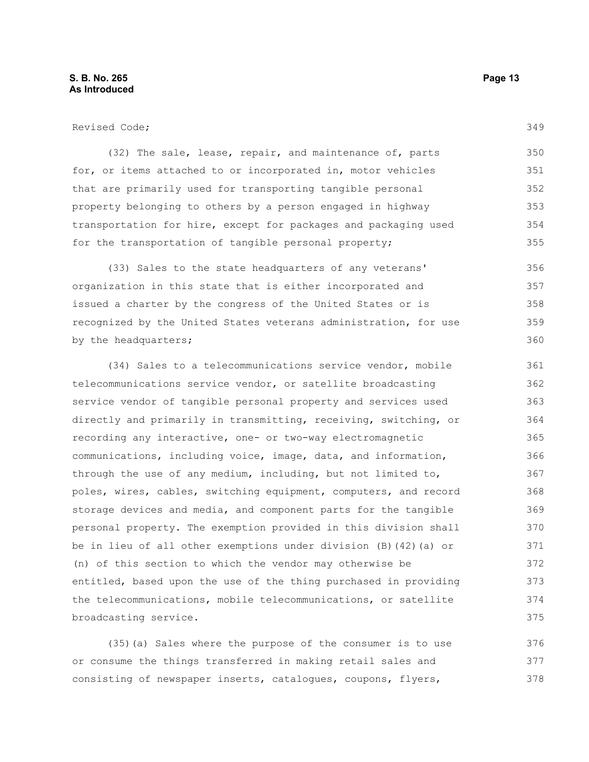Revised Code;

(32) The sale, lease, repair, and maintenance of, parts for, or items attached to or incorporated in, motor vehicles that are primarily used for transporting tangible personal property belonging to others by a person engaged in highway transportation for hire, except for packages and packaging used for the transportation of tangible personal property;

(33) Sales to the state headquarters of any veterans' organization in this state that is either incorporated and issued a charter by the congress of the United States or is recognized by the United States veterans administration, for use by the headquarters;

(34) Sales to a telecommunications service vendor, mobile telecommunications service vendor, or satellite broadcasting service vendor of tangible personal property and services used directly and primarily in transmitting, receiving, switching, or recording any interactive, one- or two-way electromagnetic communications, including voice, image, data, and information, through the use of any medium, including, but not limited to, poles, wires, cables, switching equipment, computers, and record storage devices and media, and component parts for the tangible personal property. The exemption provided in this division shall be in lieu of all other exemptions under division (B)(42)(a) or (n) of this section to which the vendor may otherwise be entitled, based upon the use of the thing purchased in providing the telecommunications, mobile telecommunications, or satellite broadcasting service.

(35)(a) Sales where the purpose of the consumer is to use or consume the things transferred in making retail sales and consisting of newspaper inserts, catalogues, coupons, flyers,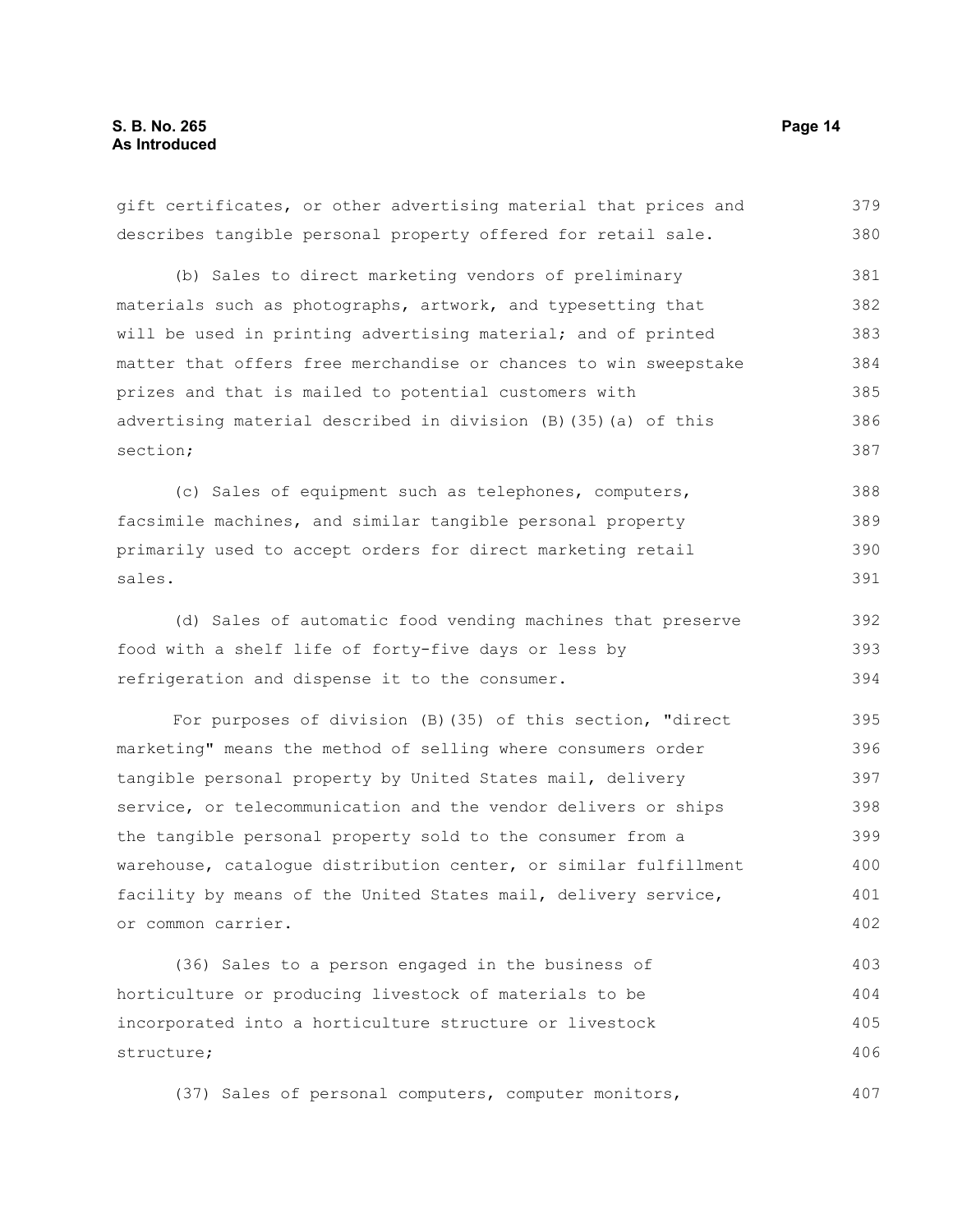gift certificates, or other advertising material that prices and describes tangible personal property offered for retail sale.

(b) Sales to direct marketing vendors of preliminary materials such as photographs, artwork, and typesetting that will be used in printing advertising material; and of printed matter that offers free merchandise or chances to win sweepstake prizes and that is mailed to potential customers with advertising material described in division (B)(35)(a) of this section;

(c) Sales of equipment such as telephones, computers, facsimile machines, and similar tangible personal property primarily used to accept orders for direct marketing retail sales.

(d) Sales of automatic food vending machines that preserve food with a shelf life of forty-five days or less by refrigeration and dispense it to the consumer.

For purposes of division (B)(35) of this section, "direct marketing" means the method of selling where consumers order tangible personal property by United States mail, delivery service, or telecommunication and the vendor delivers or ships the tangible personal property sold to the consumer from a warehouse, catalogue distribution center, or similar fulfillment facility by means of the United States mail, delivery service, or common carrier.

(36) Sales to a person engaged in the business of horticulture or producing livestock of materials to be incorporated into a horticulture structure or livestock structure;

(37) Sales of personal computers, computer monitors,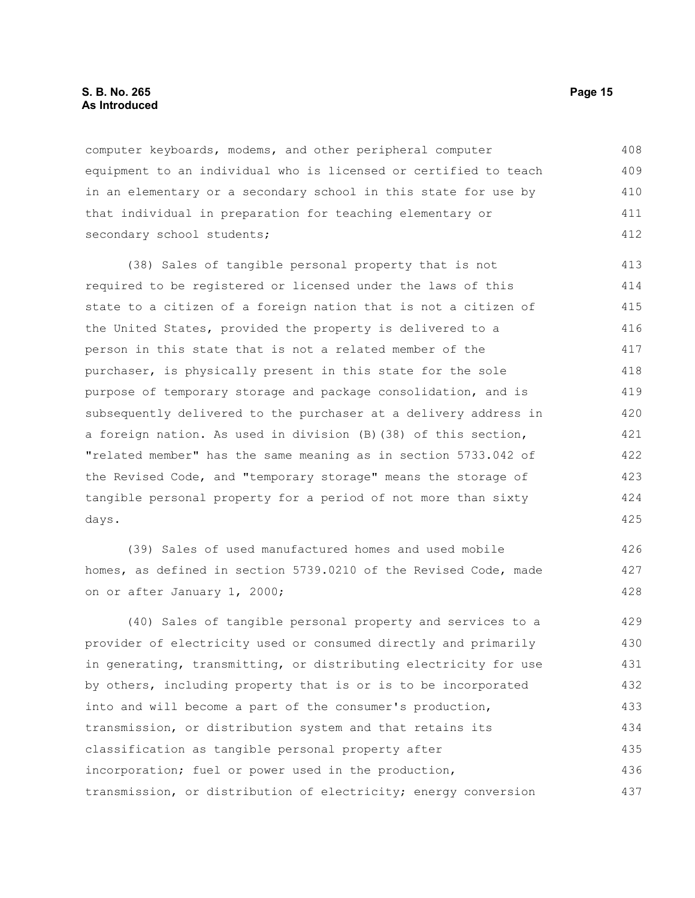computer keyboards, modems, and other peripheral computer equipment to an individual who is licensed or certified to teach in an elementary or a secondary school in this state for use by that individual in preparation for teaching elementary or secondary school students;

(38) Sales of tangible personal property that is not required to be registered or licensed under the laws of this state to a citizen of a foreign nation that is not a citizen of the United States, provided the property is delivered to a person in this state that is not a related member of the purchaser, is physically present in this state for the sole purpose of temporary storage and package consolidation, and is subsequently delivered to the purchaser at a delivery address in a foreign nation. As used in division (B)(38) of this section, "related member" has the same meaning as in section 5733.042 of the Revised Code, and "temporary storage" means the storage of tangible personal property for a period of not more than sixty days.

(39) Sales of used manufactured homes and used mobile homes, as defined in section 5739.0210 of the Revised Code, made on or after January 1, 2000;

(40) Sales of tangible personal property and services to a provider of electricity used or consumed directly and primarily in generating, transmitting, or distributing electricity for use by others, including property that is or is to be incorporated into and will become a part of the consumer's production, transmission, or distribution system and that retains its classification as tangible personal property after incorporation; fuel or power used in the production, transmission, or distribution of electricity; energy conversion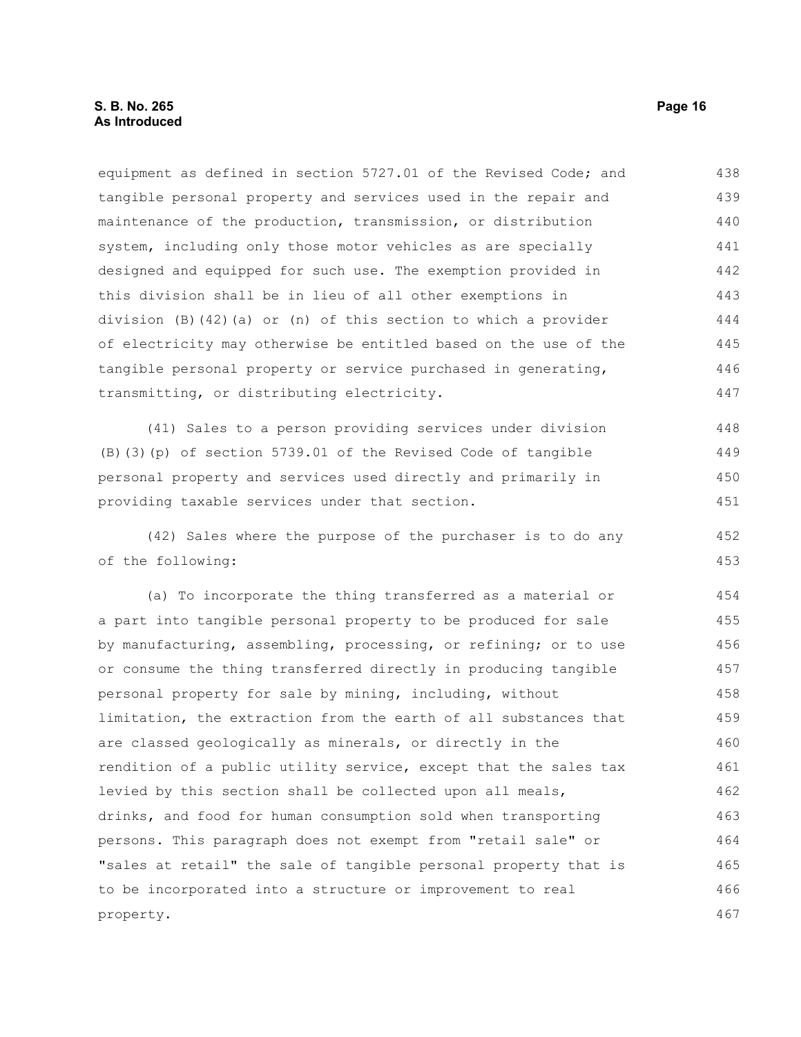equipment as defined in section 5727.01 of the Revised Code; and tangible personal property and services used in the repair and maintenance of the production, transmission, or distribution system, including only those motor vehicles as are specially designed and equipped for such use. The exemption provided in this division shall be in lieu of all other exemptions in division (B)(42)(a) or (n) of this section to which a provider of electricity may otherwise be entitled based on the use of the tangible personal property or service purchased in generating, transmitting, or distributing electricity.

(41) Sales to a person providing services under division (B)(3)(p) of section 5739.01 of the Revised Code of tangible personal property and services used directly and primarily in providing taxable services under that section.

(42) Sales where the purpose of the purchaser is to do any of the following:

(a) To incorporate the thing transferred as a material or a part into tangible personal property to be produced for sale by manufacturing, assembling, processing, or refining; or to use or consume the thing transferred directly in producing tangible personal property for sale by mining, including, without limitation, the extraction from the earth of all substances that are classed geologically as minerals, or directly in the rendition of a public utility service, except that the sales tax levied by this section shall be collected upon all meals, drinks, and food for human consumption sold when transporting persons. This paragraph does not exempt from "retail sale" or "sales at retail" the sale of tangible personal property that is to be incorporated into a structure or improvement to real property.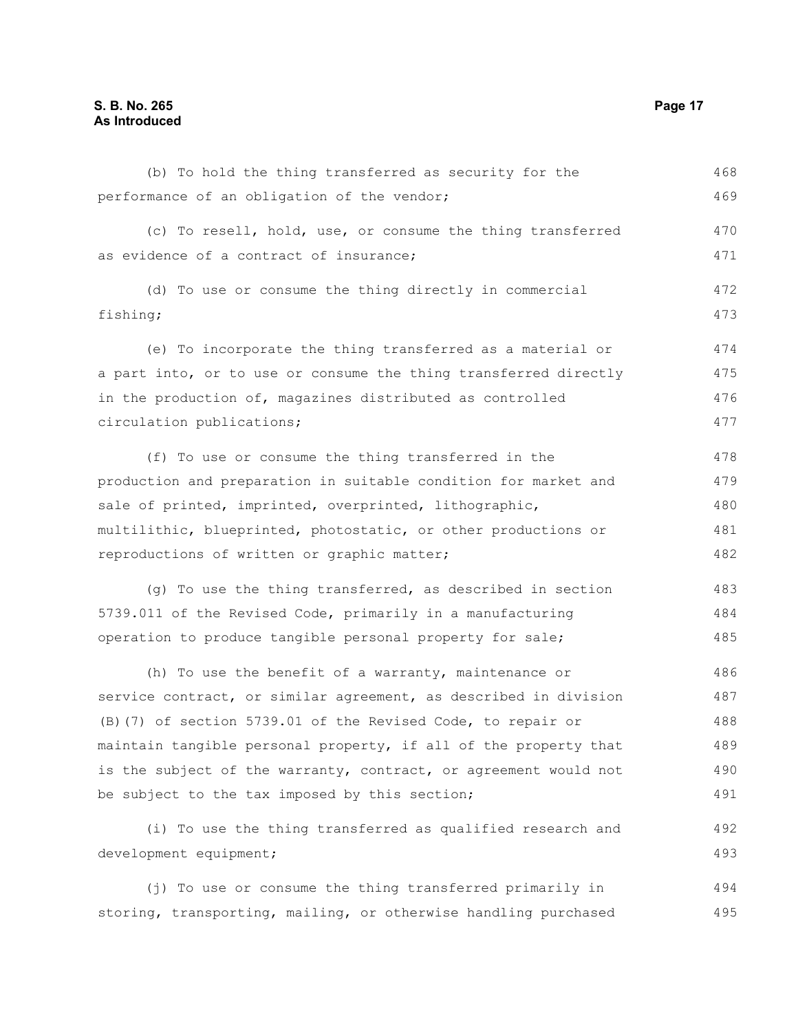(b) To hold the thing transferred as security for the performance of an obligation of the vendor;

(c) To resell, hold, use, or consume the thing transferred as evidence of a contract of insurance;

(d) To use or consume the thing directly in commercial fishing;

(e) To incorporate the thing transferred as a material or a part into, or to use or consume the thing transferred directly in the production of, magazines distributed as controlled circulation publications;

(f) To use or consume the thing transferred in the production and preparation in suitable condition for market and sale of printed, imprinted, overprinted, lithographic, multilithic, blueprinted, photostatic, or other productions or reproductions of written or graphic matter;

(g) To use the thing transferred, as described in section 5739.011 of the Revised Code, primarily in a manufacturing operation to produce tangible personal property for sale;

(h) To use the benefit of a warranty, maintenance or service contract, or similar agreement, as described in division (B)(7) of section 5739.01 of the Revised Code, to repair or maintain tangible personal property, if all of the property that is the subject of the warranty, contract, or agreement would not be subject to the tax imposed by this section;

(i) To use the thing transferred as qualified research and development equipment;

(j) To use or consume the thing transferred primarily in storing, transporting, mailing, or otherwise handling purchased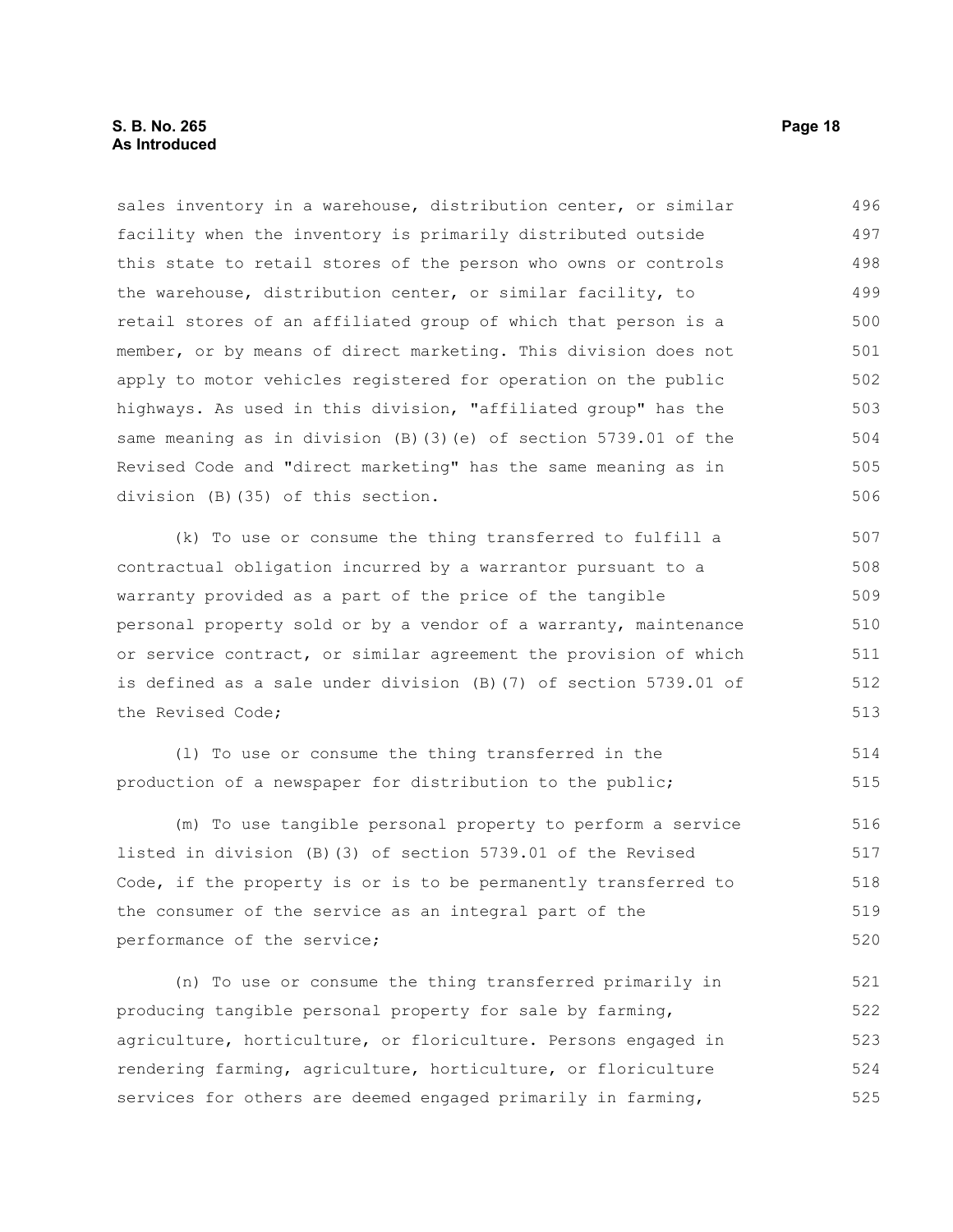sales inventory in a warehouse, distribution center, or similar facility when the inventory is primarily distributed outside this state to retail stores of the person who owns or controls the warehouse, distribution center, or similar facility, to retail stores of an affiliated group of which that person is a member, or by means of direct marketing. This division does not apply to motor vehicles registered for operation on the public highways. As used in this division, "affiliated group" has the same meaning as in division (B)(3)(e) of section 5739.01 of the Revised Code and "direct marketing" has the same meaning as in division (B)(35) of this section.

(k) To use or consume the thing transferred to fulfill a contractual obligation incurred by a warrantor pursuant to a warranty provided as a part of the price of the tangible personal property sold or by a vendor of a warranty, maintenance or service contract, or similar agreement the provision of which is defined as a sale under division (B)(7) of section 5739.01 of the Revised Code;

(l) To use or consume the thing transferred in the production of a newspaper for distribution to the public;

(m) To use tangible personal property to perform a service listed in division (B)(3) of section 5739.01 of the Revised Code, if the property is or is to be permanently transferred to the consumer of the service as an integral part of the performance of the service;

(n) To use or consume the thing transferred primarily in producing tangible personal property for sale by farming, agriculture, horticulture, or floriculture. Persons engaged in rendering farming, agriculture, horticulture, or floriculture services for others are deemed engaged primarily in farming,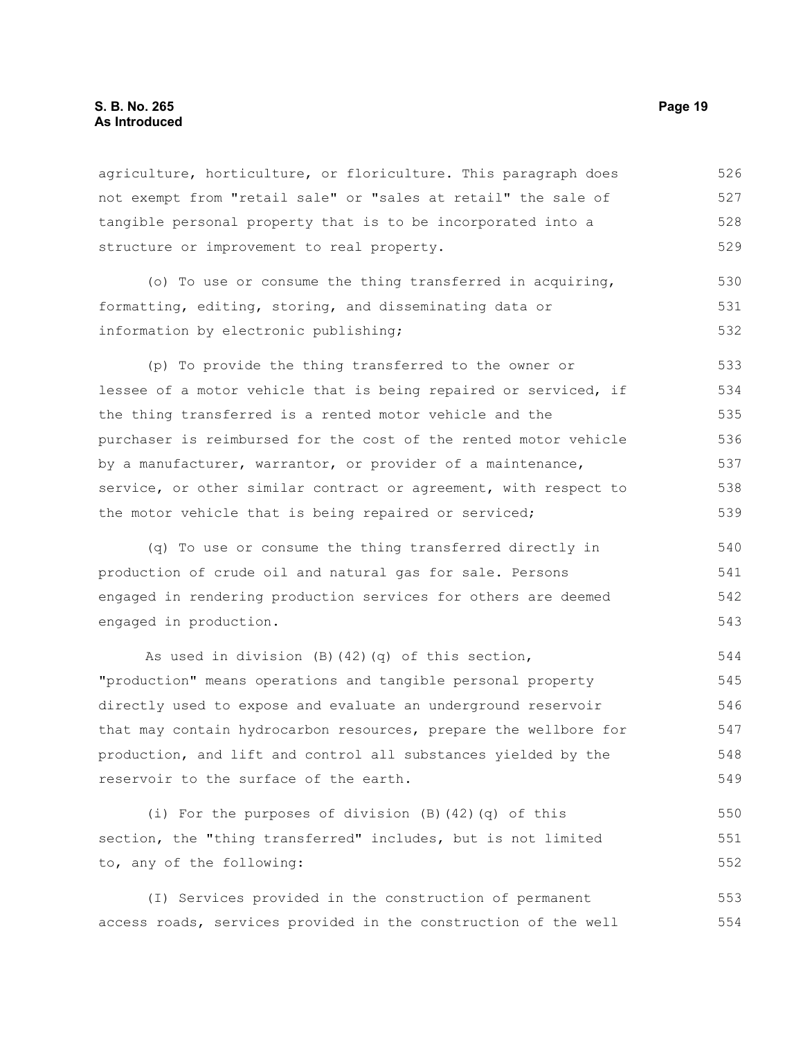agriculture, horticulture, or floriculture. This paragraph does not exempt from "retail sale" or "sales at retail" the sale of tangible personal property that is to be incorporated into a structure or improvement to real property.

(o) To use or consume the thing transferred in acquiring, formatting, editing, storing, and disseminating data or information by electronic publishing;

(p) To provide the thing transferred to the owner or lessee of a motor vehicle that is being repaired or serviced, if the thing transferred is a rented motor vehicle and the purchaser is reimbursed for the cost of the rented motor vehicle by a manufacturer, warrantor, or provider of a maintenance, service, or other similar contract or agreement, with respect to the motor vehicle that is being repaired or serviced;

(q) To use or consume the thing transferred directly in production of crude oil and natural gas for sale. Persons engaged in rendering production services for others are deemed engaged in production.

As used in division (B)(42)(q) of this section, "production" means operations and tangible personal property directly used to expose and evaluate an underground reservoir that may contain hydrocarbon resources, prepare the wellbore for production, and lift and control all substances yielded by the reservoir to the surface of the earth.

(i) For the purposes of division (B)(42)(q) of this section, the "thing transferred" includes, but is not limited to, any of the following:

(I) Services provided in the construction of permanent access roads, services provided in the construction of the well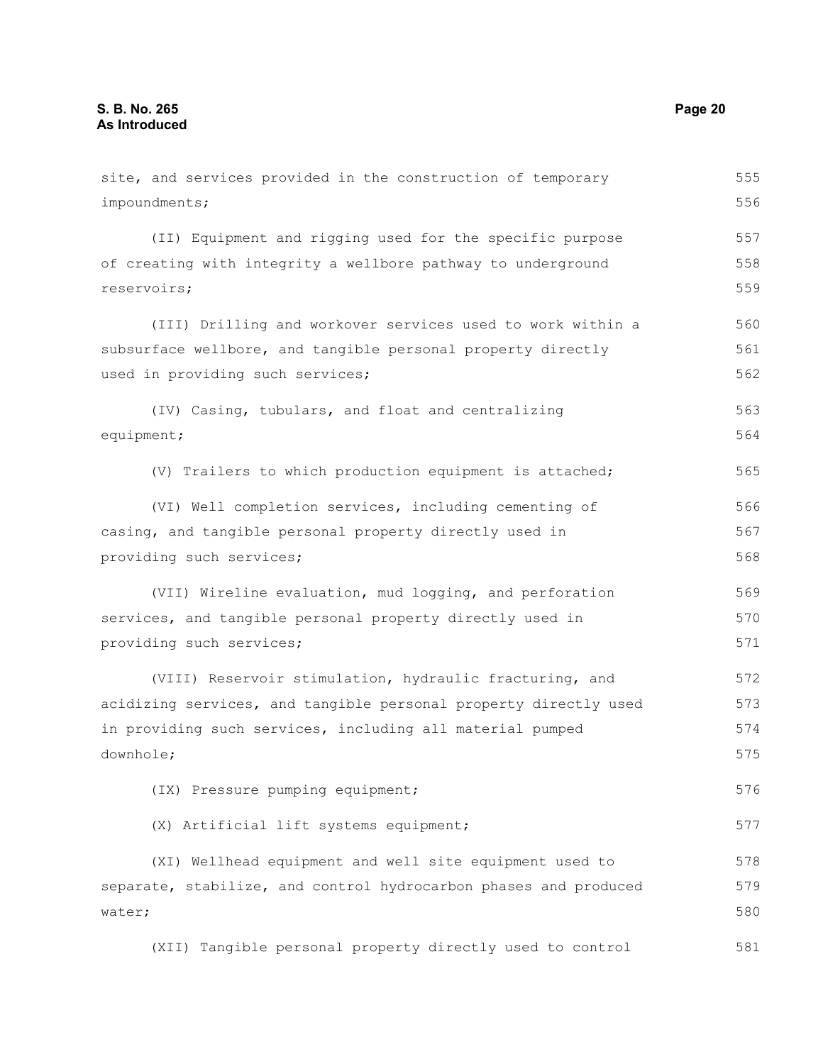site, and services provided in the construction of temporary impoundments;

(II) Equipment and rigging used for the specific purpose of creating with integrity a wellbore pathway to underground reservoirs;

(III) Drilling and workover services used to work within a subsurface wellbore, and tangible personal property directly used in providing such services;

(IV) Casing, tubulars, and float and centralizing equipment;

(V) Trailers to which production equipment is attached;

(VI) Well completion services, including cementing of casing, and tangible personal property directly used in providing such services;

(VII) Wireline evaluation, mud logging, and perforation services, and tangible personal property directly used in providing such services;

(VIII) Reservoir stimulation, hydraulic fracturing, and acidizing services, and tangible personal property directly used in providing such services, including all material pumped downhole;

(IX) Pressure pumping equipment;

(X) Artificial lift systems equipment;

(XI) Wellhead equipment and well site equipment used to separate, stabilize, and control hydrocarbon phases and produced water;

(XII) Tangible personal property directly used to control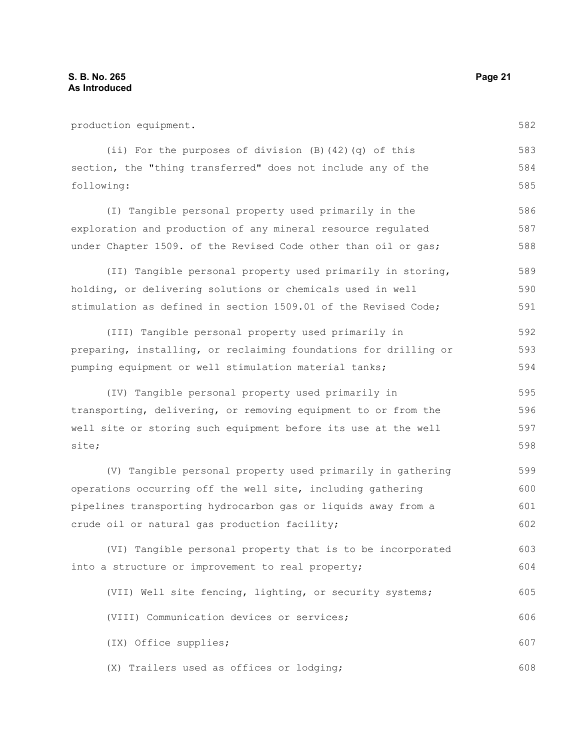production equipment.

(ii) For the purposes of division (B)(42)(q) of this section, the "thing transferred" does not include any of the following:

(I) Tangible personal property used primarily in the exploration and production of any mineral resource regulated under Chapter 1509. of the Revised Code other than oil or gas;

(II) Tangible personal property used primarily in storing, holding, or delivering solutions or chemicals used in well stimulation as defined in section 1509.01 of the Revised Code;

(III) Tangible personal property used primarily in preparing, installing, or reclaiming foundations for drilling or pumping equipment or well stimulation material tanks;

(IV) Tangible personal property used primarily in transporting, delivering, or removing equipment to or from the well site or storing such equipment before its use at the well site;

(V) Tangible personal property used primarily in gathering operations occurring off the well site, including gathering pipelines transporting hydrocarbon gas or liquids away from a crude oil or natural gas production facility;

(VI) Tangible personal property that is to be incorporated into a structure or improvement to real property;

(VII) Well site fencing, lighting, or security systems;

(VIII) Communication devices or services;

(IX) Office supplies;

(X) Trailers used as offices or lodging;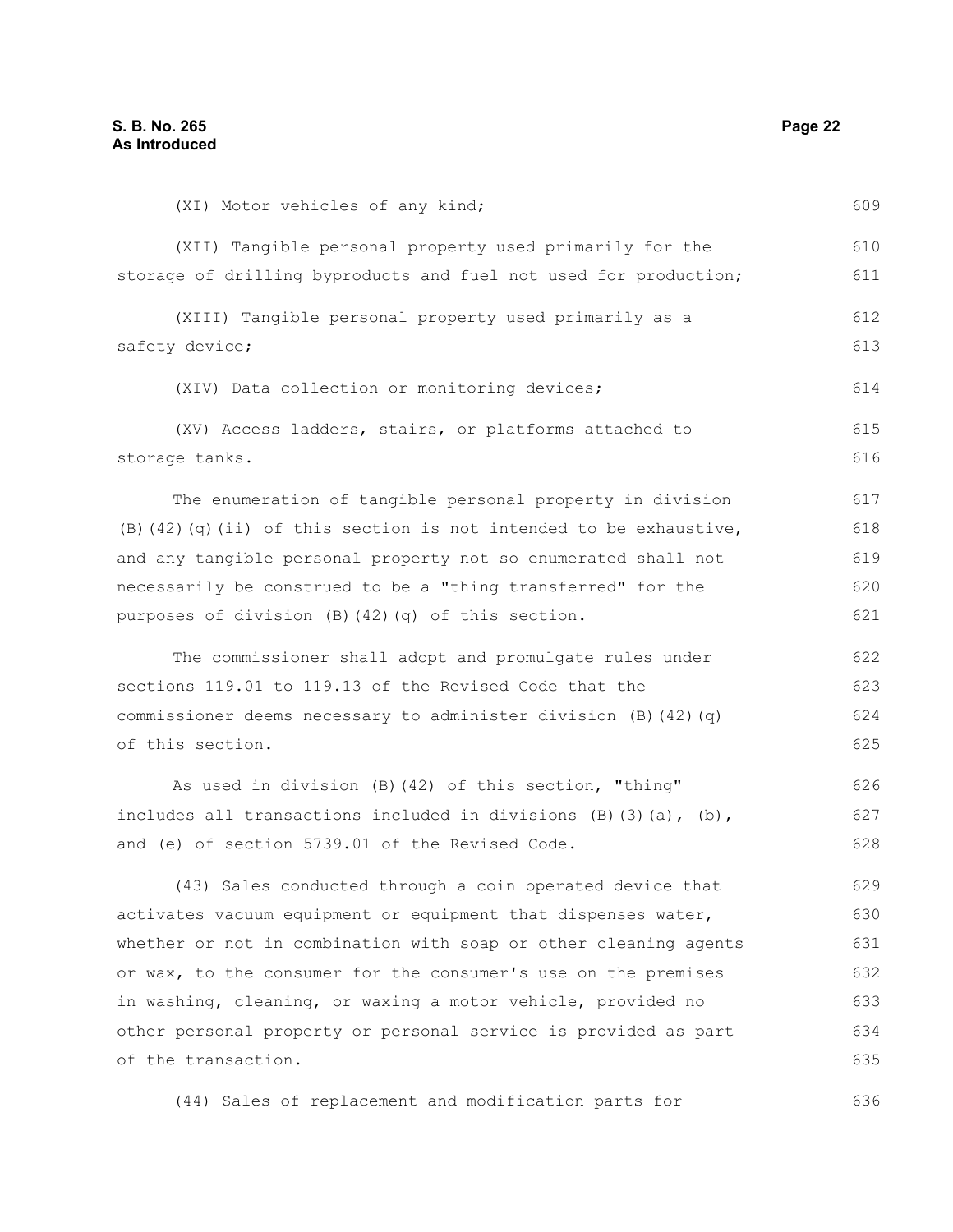(XI) Motor vehicles of any kind;

(XII) Tangible personal property used primarily for the storage of drilling byproducts and fuel not used for production;

(XIII) Tangible personal property used primarily as a safety device;

(XIV) Data collection or monitoring devices;

(XV) Access ladders, stairs, or platforms attached to storage tanks.

The enumeration of tangible personal property in division (B)(42)(q)(ii) of this section is not intended to be exhaustive, and any tangible personal property not so enumerated shall not necessarily be construed to be a "thing transferred" for the purposes of division (B)(42)(q) of this section.

The commissioner shall adopt and promulgate rules under sections 119.01 to 119.13 of the Revised Code that the commissioner deems necessary to administer division (B)(42)(q) of this section.

As used in division (B)(42) of this section, "thing" includes all transactions included in divisions (B)(3)(a), (b), and (e) of section 5739.01 of the Revised Code.

(43) Sales conducted through a coin operated device that activates vacuum equipment or equipment that dispenses water, whether or not in combination with soap or other cleaning agents or wax, to the consumer for the consumer's use on the premises in washing, cleaning, or waxing a motor vehicle, provided no other personal property or personal service is provided as part of the transaction.

(44) Sales of replacement and modification parts for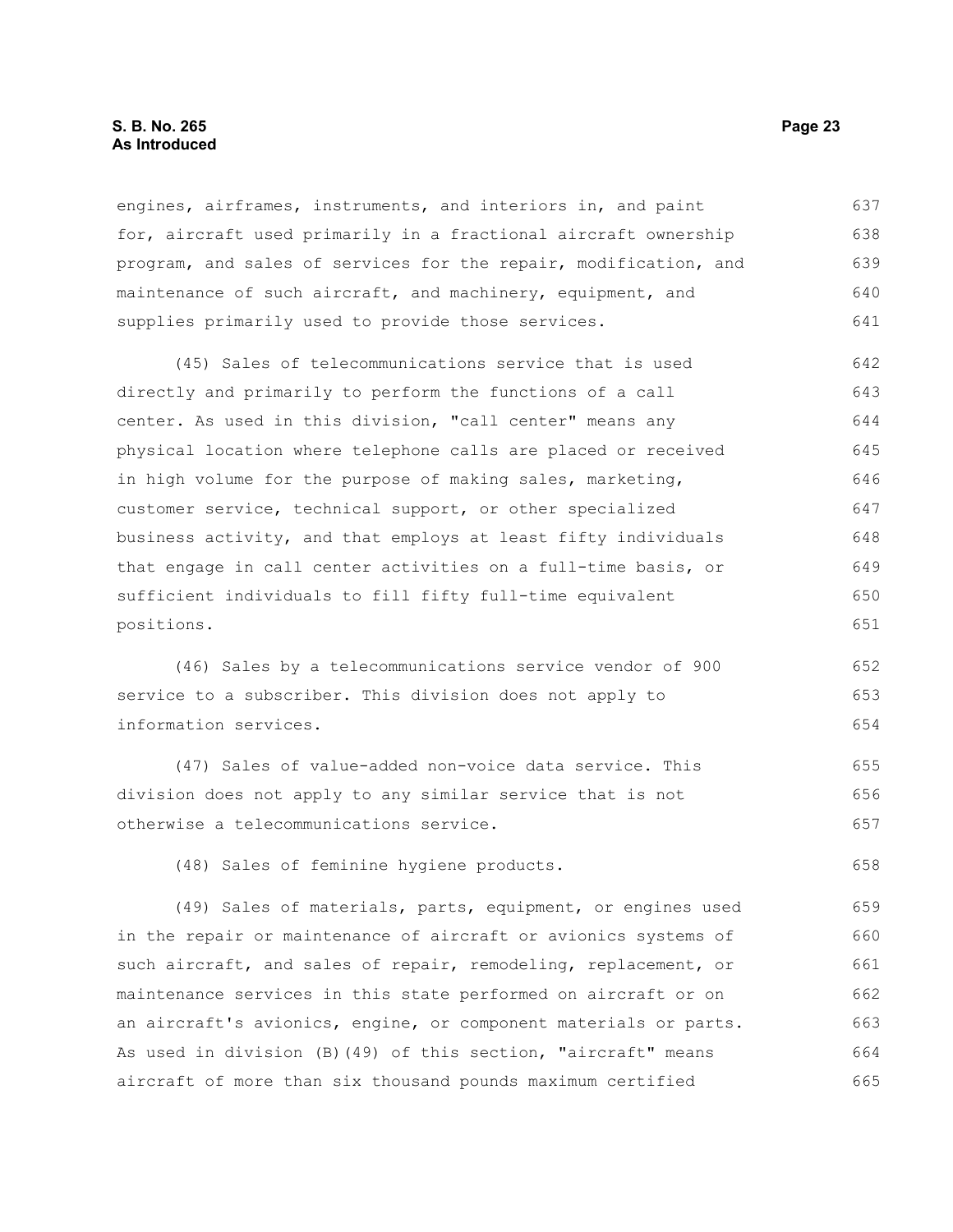engines, airframes, instruments, and interiors in, and paint for, aircraft used primarily in a fractional aircraft ownership program, and sales of services for the repair, modification, and maintenance of such aircraft, and machinery, equipment, and supplies primarily used to provide those services.

(45) Sales of telecommunications service that is used directly and primarily to perform the functions of a call center. As used in this division, "call center" means any physical location where telephone calls are placed or received in high volume for the purpose of making sales, marketing, customer service, technical support, or other specialized business activity, and that employs at least fifty individuals that engage in call center activities on a full-time basis, or sufficient individuals to fill fifty full-time equivalent positions.

(46) Sales by a telecommunications service vendor of 900 service to a subscriber. This division does not apply to information services.

(47) Sales of value-added non-voice data service. This division does not apply to any similar service that is not otherwise a telecommunications service.

(48) Sales of feminine hygiene products.

(49) Sales of materials, parts, equipment, or engines used in the repair or maintenance of aircraft or avionics systems of such aircraft, and sales of repair, remodeling, replacement, or maintenance services in this state performed on aircraft or on an aircraft's avionics, engine, or component materials or parts. As used in division (B)(49) of this section, "aircraft" means aircraft of more than six thousand pounds maximum certified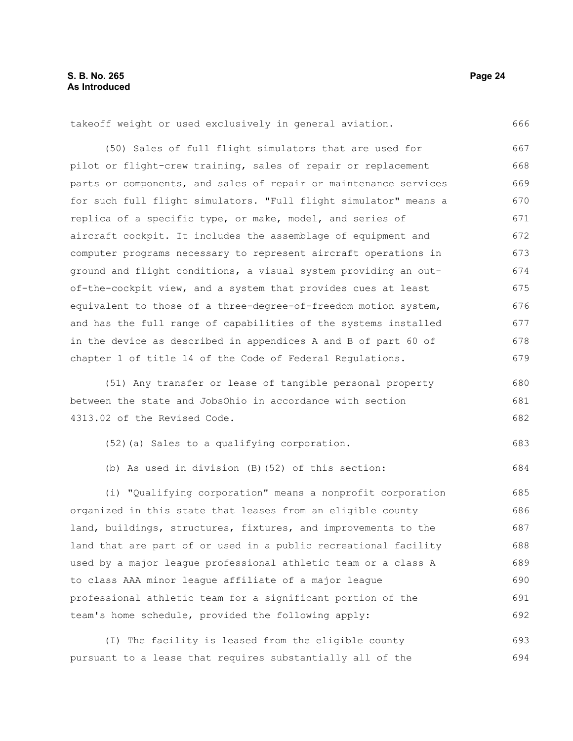takeoff weight or used exclusively in general aviation.

(50) Sales of full flight simulators that are used for pilot or flight-crew training, sales of repair or replacement parts or components, and sales of repair or maintenance services for such full flight simulators. "Full flight simulator" means a replica of a specific type, or make, model, and series of aircraft cockpit. It includes the assemblage of equipment and computer programs necessary to represent aircraft operations in ground and flight conditions, a visual system providing an out-of-the-cockpit view, and a system that provides cues at least equivalent to those of a three-degree-of-freedom motion system, and has the full range of capabilities of the systems installed in the device as described in appendices A and B of part 60 of chapter 1 of title 14 of the Code of Federal Regulations.

(51) Any transfer or lease of tangible personal property between the state and JobsOhio in accordance with section 4313.02 of the Revised Code.

(52)(a) Sales to a qualifying corporation.

(b) As used in division (B)(52) of this section:

(i) "Qualifying corporation" means a nonprofit corporation organized in this state that leases from an eligible county land, buildings, structures, fixtures, and improvements to the land that are part of or used in a public recreational facility used by a major league professional athletic team or a class A to class AAA minor league affiliate of a major league professional athletic team for a significant portion of the team's home schedule, provided the following apply:

(I) The facility is leased from the eligible county pursuant to a lease that requires substantially all of the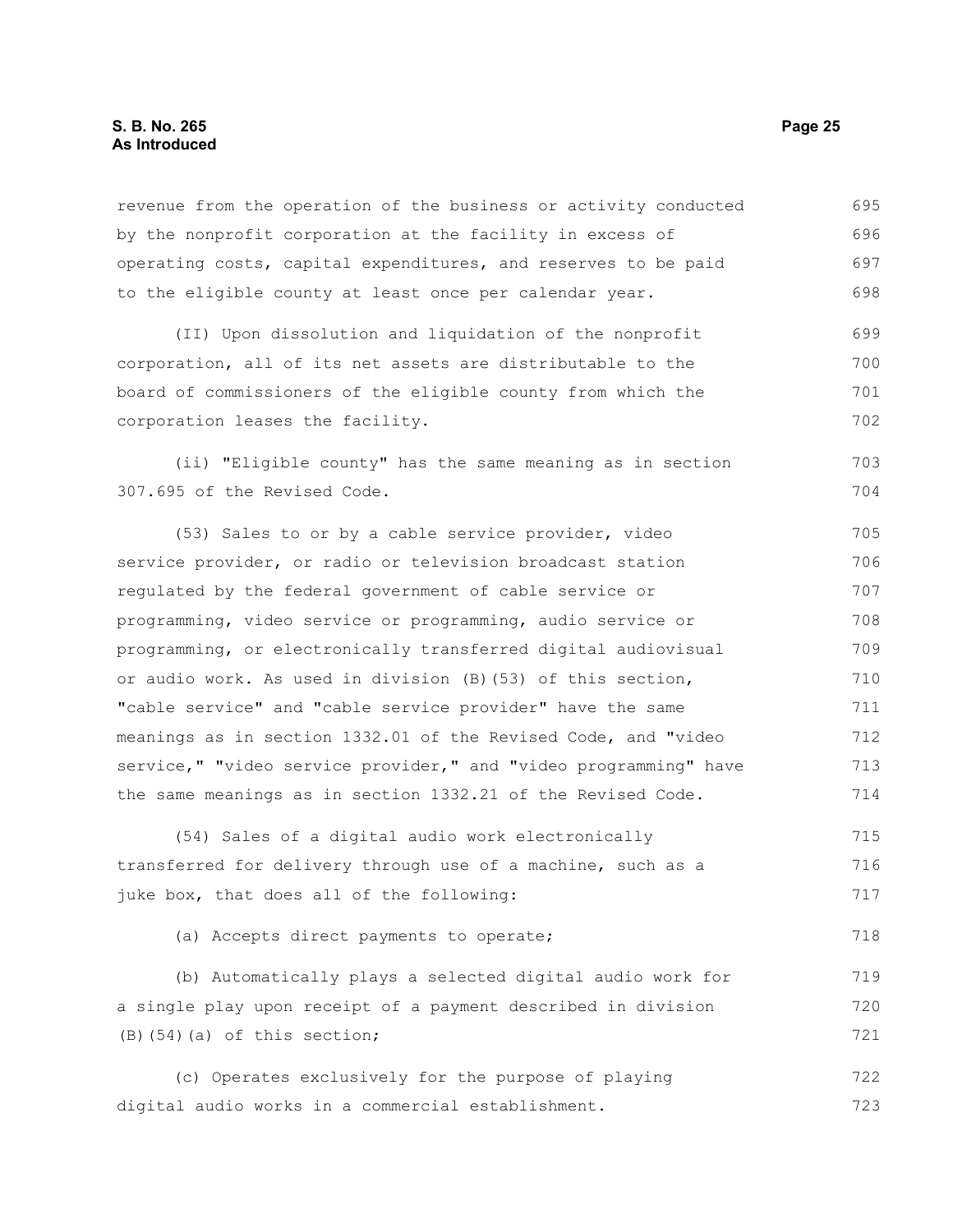revenue from the operation of the business or activity conducted by the nonprofit corporation at the facility in excess of operating costs, capital expenditures, and reserves to be paid to the eligible county at least once per calendar year.

(II) Upon dissolution and liquidation of the nonprofit corporation, all of its net assets are distributable to the board of commissioners of the eligible county from which the corporation leases the facility.

(ii) "Eligible county" has the same meaning as in section 307.695 of the Revised Code.

(53) Sales to or by a cable service provider, video service provider, or radio or television broadcast station regulated by the federal government of cable service or programming, video service or programming, audio service or programming, or electronically transferred digital audiovisual or audio work. As used in division (B)(53) of this section, "cable service" and "cable service provider" have the same meanings as in section 1332.01 of the Revised Code, and "video service," "video service provider," and "video programming" have the same meanings as in section 1332.21 of the Revised Code.

(54) Sales of a digital audio work electronically transferred for delivery through use of a machine, such as a juke box, that does all of the following:

(a) Accepts direct payments to operate;

(b) Automatically plays a selected digital audio work for a single play upon receipt of a payment described in division (B)(54)(a) of this section;

(c) Operates exclusively for the purpose of playing digital audio works in a commercial establishment.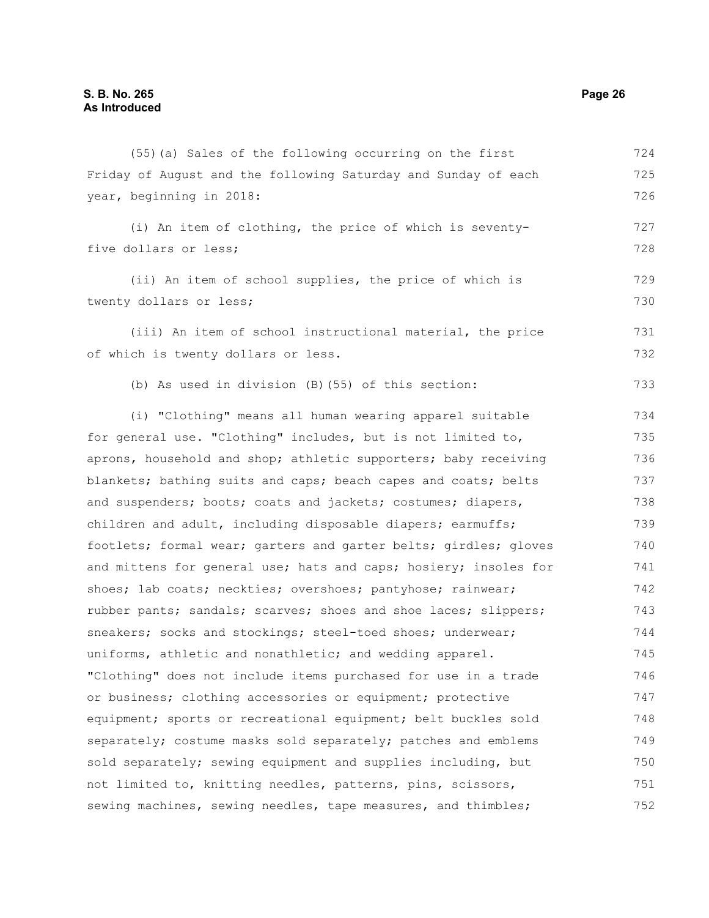(55)(a) Sales of the following occurring on the first Friday of August and the following Saturday and Sunday of each year, beginning in 2018:

(i) An item of clothing, the price of which is seventy-five dollars or less;

(ii) An item of school supplies, the price of which is twenty dollars or less;

(iii) An item of school instructional material, the price of which is twenty dollars or less.

(b) As used in division (B)(55) of this section:

(i) "Clothing" means all human wearing apparel suitable for general use. "Clothing" includes, but is not limited to, aprons, household and shop; athletic supporters; baby receiving blankets; bathing suits and caps; beach capes and coats; belts and suspenders; boots; coats and jackets; costumes; diapers, children and adult, including disposable diapers; earmuffs; footlets; formal wear; garters and garter belts; girdles; gloves and mittens for general use; hats and caps; hosiery; insoles for shoes; lab coats; neckties; overshoes; pantyhose; rainwear; rubber pants; sandals; scarves; shoes and shoe laces; slippers; sneakers; socks and stockings; steel-toed shoes; underwear; uniforms, athletic and nonathletic; and wedding apparel. "Clothing" does not include items purchased for use in a trade or business; clothing accessories or equipment; protective equipment; sports or recreational equipment; belt buckles sold separately; costume masks sold separately; patches and emblems sold separately; sewing equipment and supplies including, but not limited to, knitting needles, patterns, pins, scissors, sewing machines, sewing needles, tape measures, and thimbles;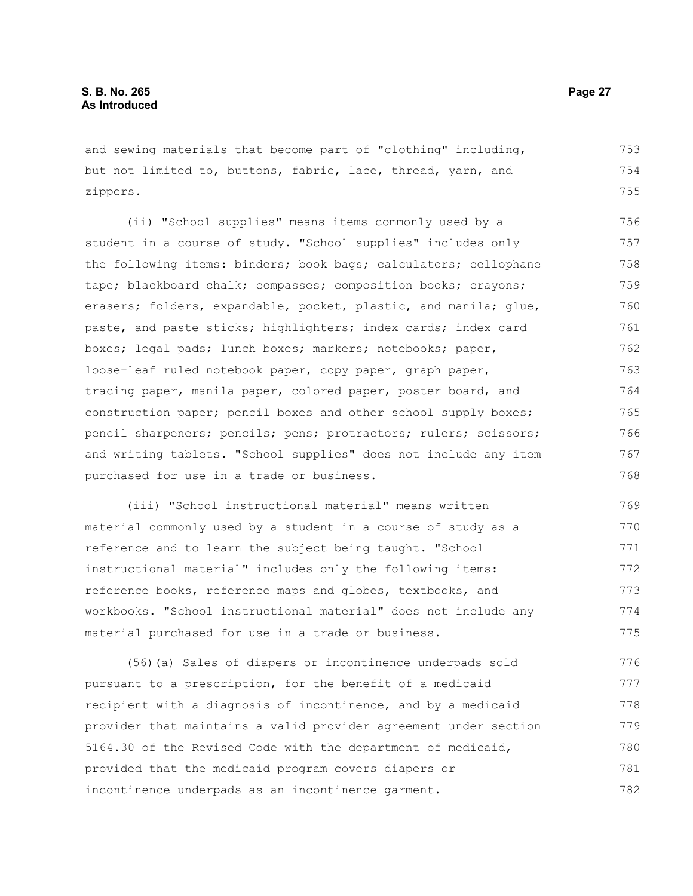and sewing materials that become part of "clothing" including, but not limited to, buttons, fabric, lace, thread, yarn, and zippers.

(ii) "School supplies" means items commonly used by a student in a course of study. "School supplies" includes only the following items: binders; book bags; calculators; cellophane tape; blackboard chalk; compasses; composition books; crayons; erasers; folders, expandable, pocket, plastic, and manila; glue, paste, and paste sticks; highlighters; index cards; index card boxes; legal pads; lunch boxes; markers; notebooks; paper, loose-leaf ruled notebook paper, copy paper, graph paper, tracing paper, manila paper, colored paper, poster board, and construction paper; pencil boxes and other school supply boxes; pencil sharpeners; pencils; pens; protractors; rulers; scissors; and writing tablets. "School supplies" does not include any item purchased for use in a trade or business.

(iii) "School instructional material" means written material commonly used by a student in a course of study as a reference and to learn the subject being taught. "School instructional material" includes only the following items: reference books, reference maps and globes, textbooks, and workbooks. "School instructional material" does not include any material purchased for use in a trade or business.

(56)(a) Sales of diapers or incontinence underpads sold pursuant to a prescription, for the benefit of a medicaid recipient with a diagnosis of incontinence, and by a medicaid provider that maintains a valid provider agreement under section 5164.30 of the Revised Code with the department of medicaid, provided that the medicaid program covers diapers or incontinence underpads as an incontinence garment.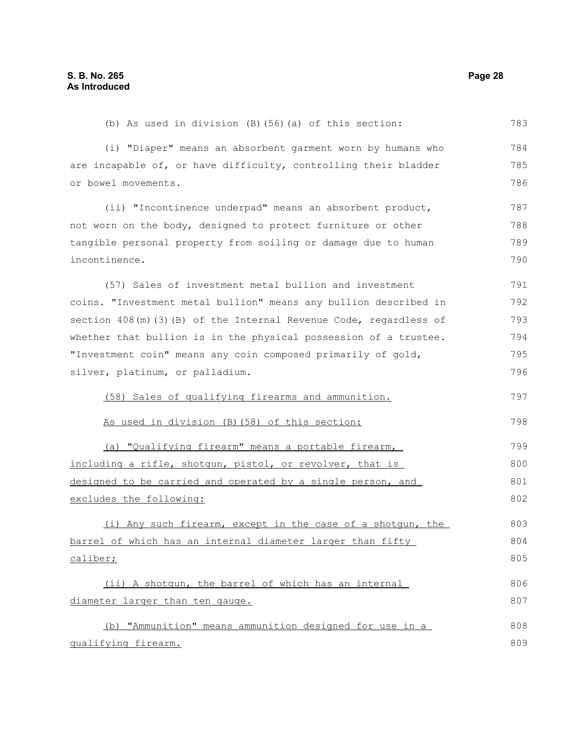(b) As used in division (B)(56)(a) of this section:

(i) "Diaper" means an absorbent garment worn by humans who are incapable of, or have difficulty, controlling their bladder or bowel movements.

(ii) "Incontinence underpad" means an absorbent product, not worn on the body, designed to protect furniture or other tangible personal property from soiling or damage due to human incontinence.

(57) Sales of investment metal bullion and investment coins. "Investment metal bullion" means any bullion described in section 408(m)(3)(B) of the Internal Revenue Code, regardless of whether that bullion is in the physical possession of a trustee. "Investment coin" means any coin composed primarily of gold, silver, platinum, or palladium.

<u>(58) Sales of qualifying firearms and ammunition.</u>

<u>As used in division (B)(58) of this section:</u>

<u>(a) "Qualifying firearm" means a portable firearm, including a rifle, shotgun, pistol, or revolver, that is designed to be carried and operated by a single person, and excludes the following:</u>

<u>(i) Any such firearm, except in the case of a shotgun, the barrel of which has an internal diameter larger than fifty caliber;</u>

<u>(ii) A shotgun, the barrel of which has an internal diameter larger than ten gauge.</u>

<u>(b) "Ammunition" means ammunition designed for use in a qualifying firearm.</u>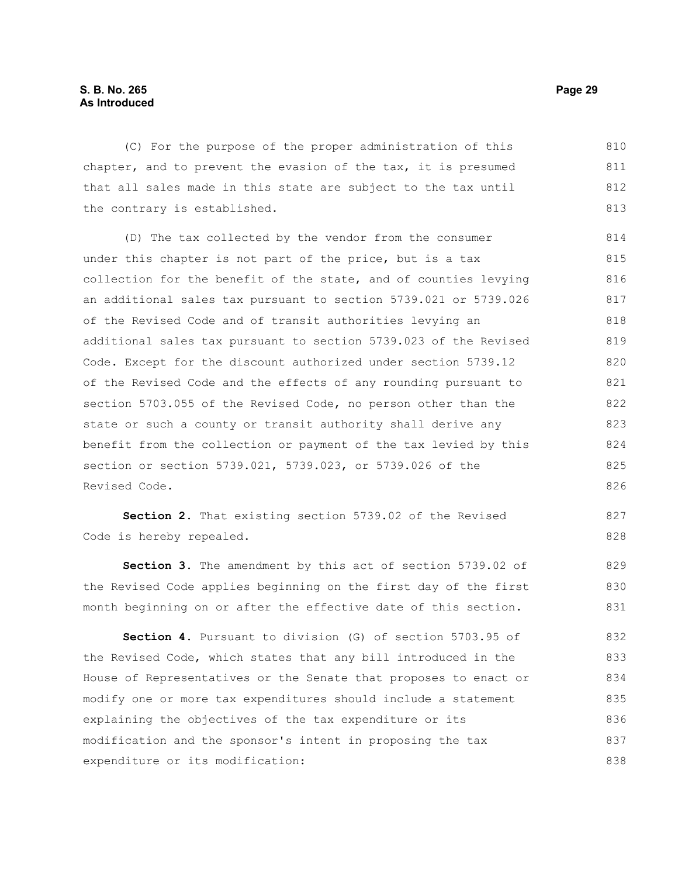(C) For the purpose of the proper administration of this chapter, and to prevent the evasion of the tax, it is presumed that all sales made in this state are subject to the tax until the contrary is established.

(D) The tax collected by the vendor from the consumer under this chapter is not part of the price, but is a tax collection for the benefit of the state, and of counties levying an additional sales tax pursuant to section 5739.021 or 5739.026 of the Revised Code and of transit authorities levying an additional sales tax pursuant to section 5739.023 of the Revised Code. Except for the discount authorized under section 5739.12 of the Revised Code and the effects of any rounding pursuant to section 5703.055 of the Revised Code, no person other than the state or such a county or transit authority shall derive any benefit from the collection or payment of the tax levied by this section or section 5739.021, 5739.023, or 5739.026 of the Revised Code.

**Section 2.** That existing section 5739.02 of the Revised Code is hereby repealed.

**Section 3.** The amendment by this act of section 5739.02 of the Revised Code applies beginning on the first day of the first month beginning on or after the effective date of this section.

**Section 4.** Pursuant to division (G) of section 5703.95 of the Revised Code, which states that any bill introduced in the House of Representatives or the Senate that proposes to enact or modify one or more tax expenditures should include a statement explaining the objectives of the tax expenditure or its modification and the sponsor's intent in proposing the tax expenditure or its modification: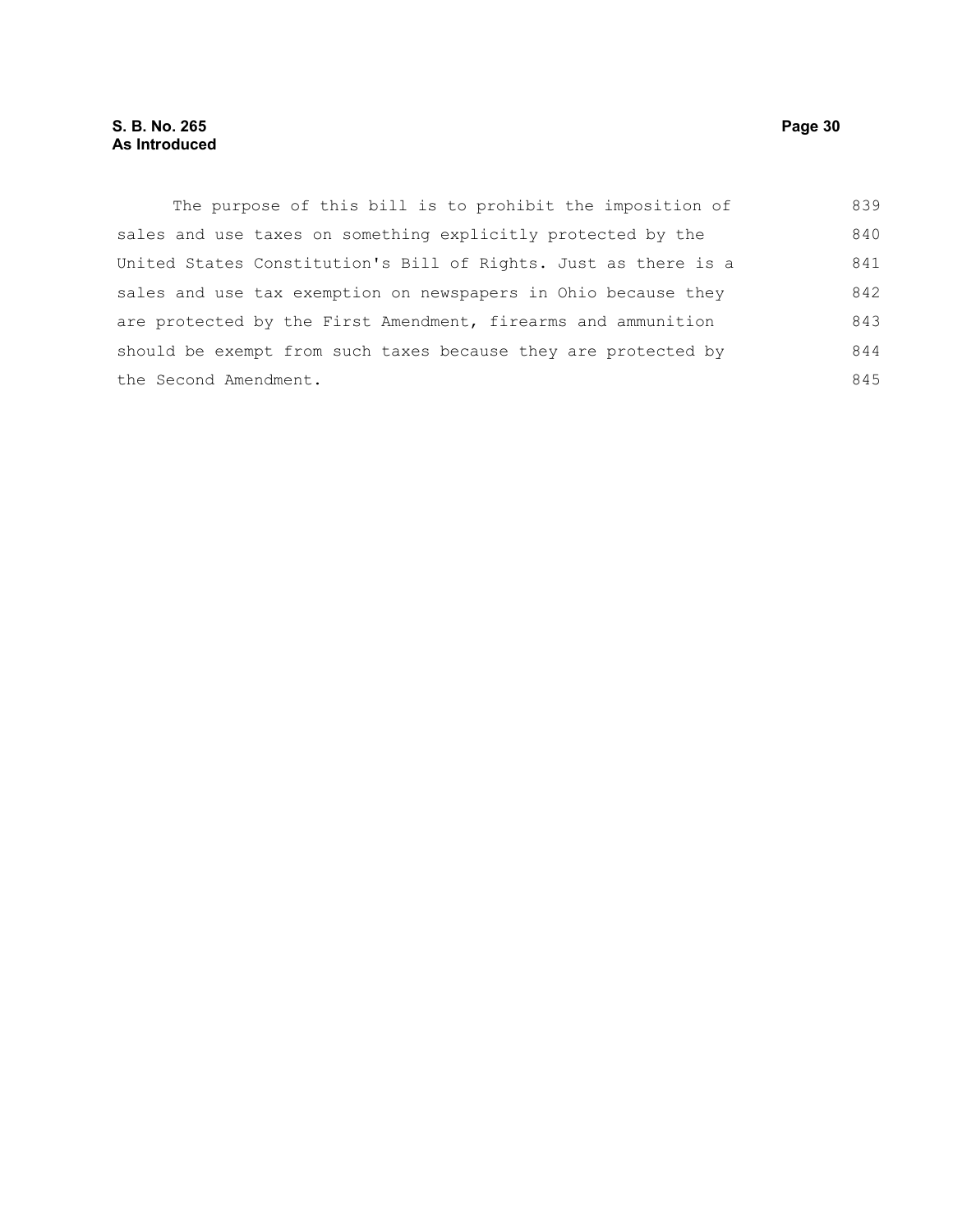The purpose of this bill is to prohibit the imposition of sales and use taxes on something explicitly protected by the United States Constitution's Bill of Rights. Just as there is a sales and use tax exemption on newspapers in Ohio because they are protected by the First Amendment, firearms and ammunition should be exempt from such taxes because they are protected by the Second Amendment.